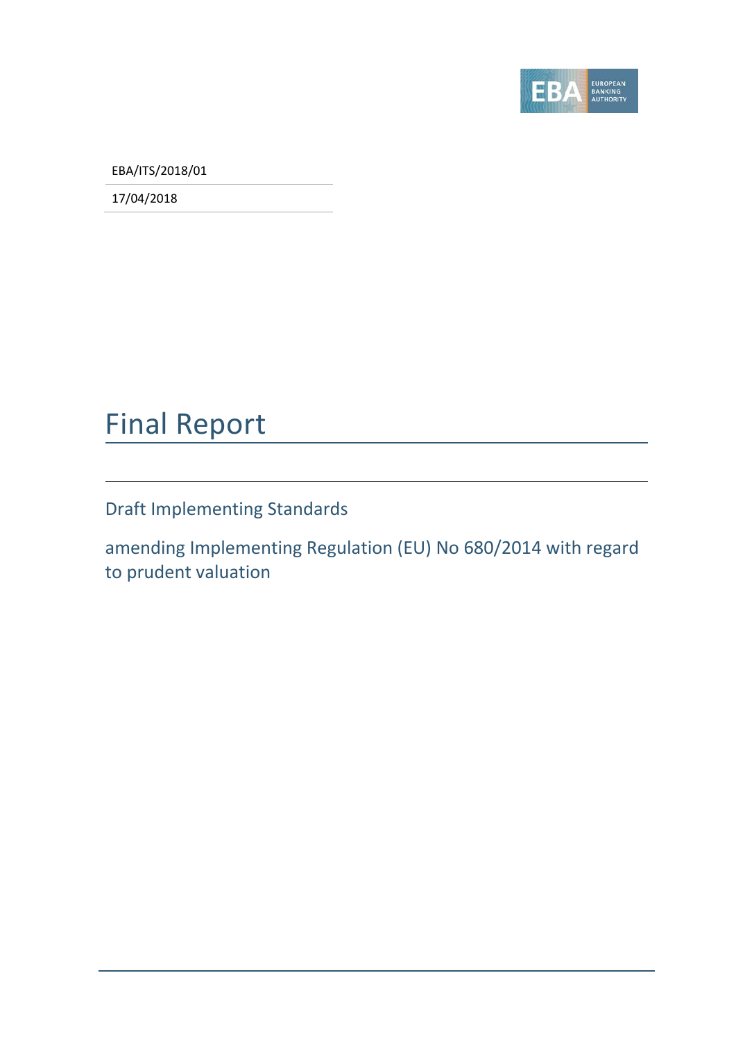EBA/ITS/2018/01

17/04/2018

# Final Report

## Draft Implementing Standards

amending Implementing Regulation (EU) No 680/2014 with regard to prudent valuation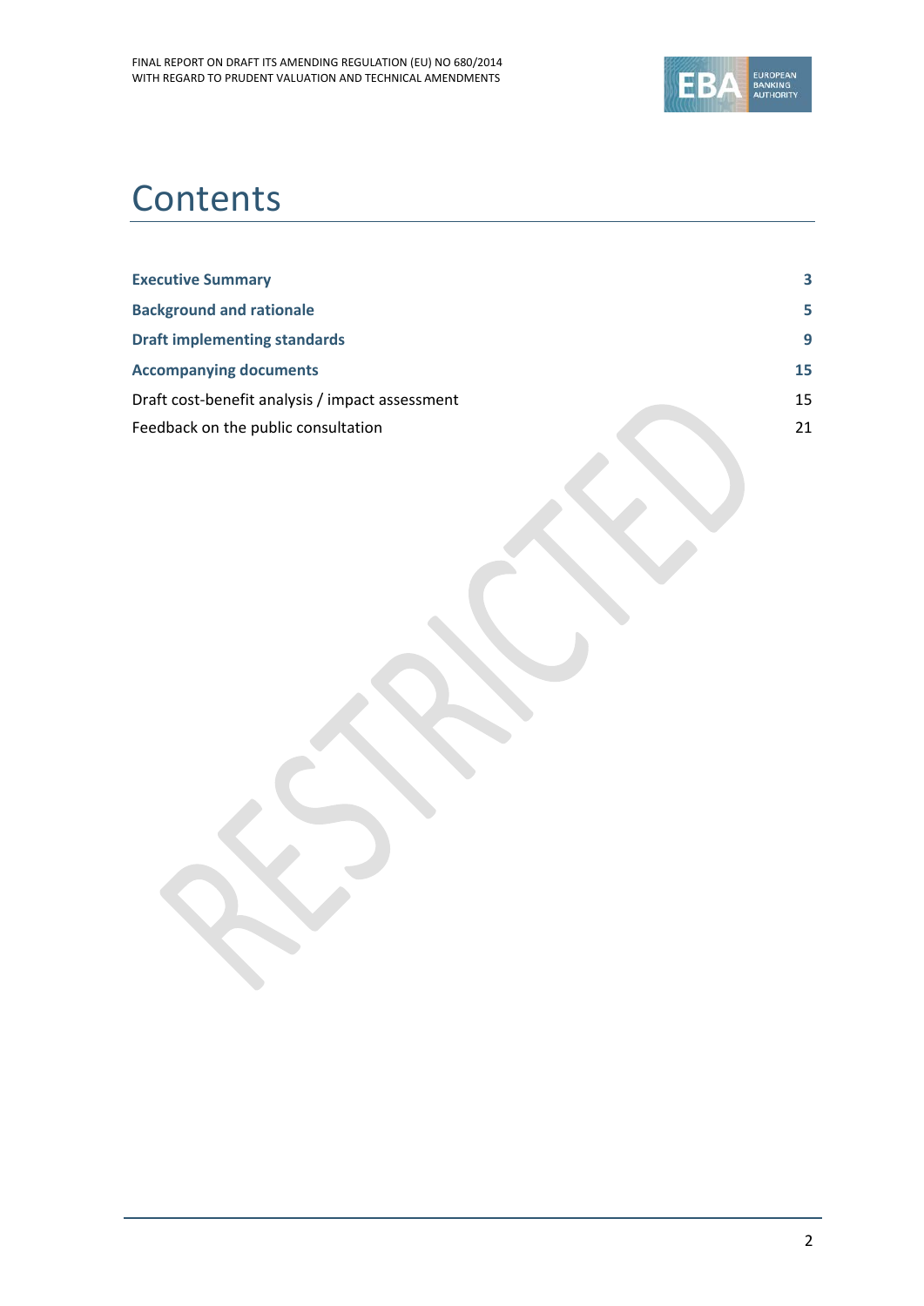# Contents

| | |
|---|---|
| **Executive Summary** | **3** |
| **Background and rationale** | **5** |
| **Draft implementing standards** | **9** |
| **Accompanying documents** | **15** |
| Draft cost-benefit analysis / impact assessment | 15 |
| Feedback on the public consultation | 21 |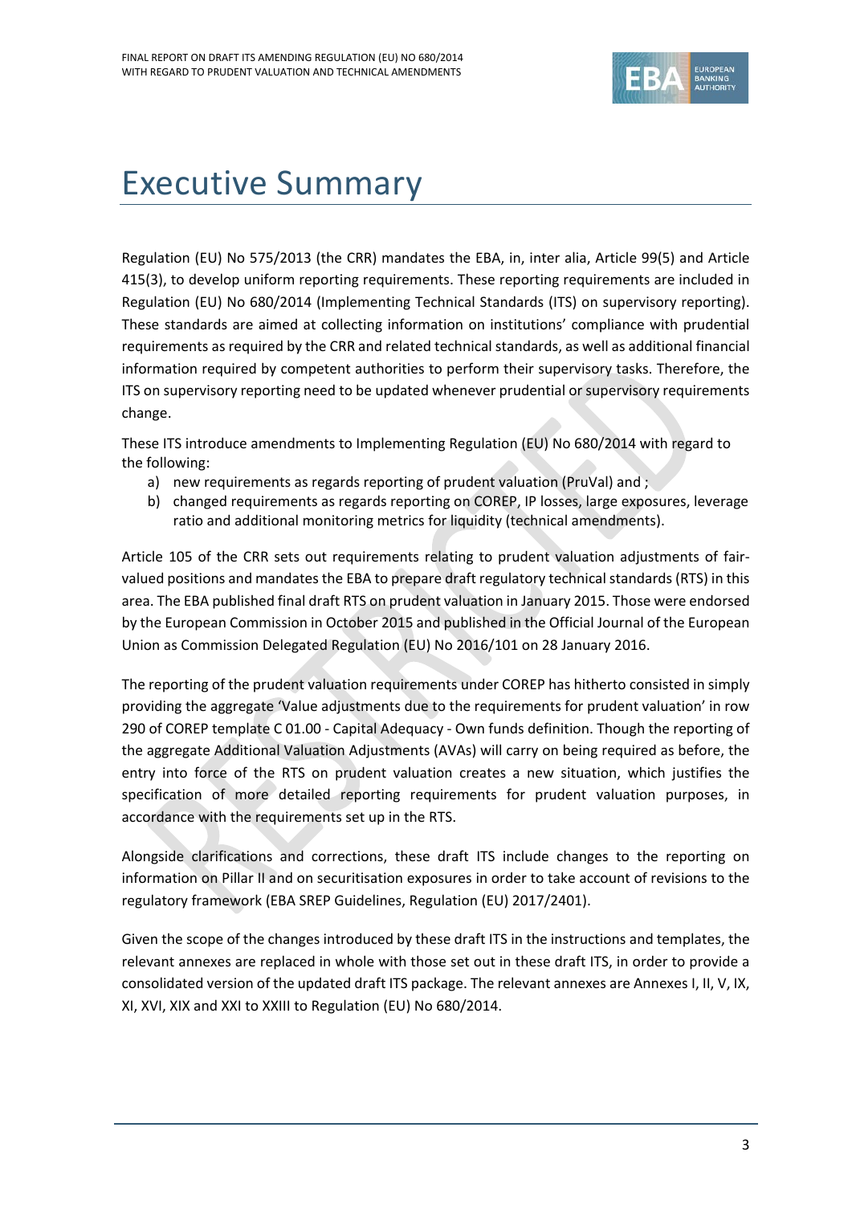# Executive Summary

Regulation (EU) No 575/2013 (the CRR) mandates the EBA, in, inter alia, Article 99(5) and Article 415(3), to develop uniform reporting requirements. These reporting requirements are included in Regulation (EU) No 680/2014 (Implementing Technical Standards (ITS) on supervisory reporting). These standards are aimed at collecting information on institutions' compliance with prudential requirements as required by the CRR and related technical standards, as well as additional financial information required by competent authorities to perform their supervisory tasks. Therefore, the ITS on supervisory reporting need to be updated whenever prudential or supervisory requirements change.

These ITS introduce amendments to Implementing Regulation (EU) No 680/2014 with regard to the following:

a) new requirements as regards reporting of prudent valuation (PruVal) and ;
b) changed requirements as regards reporting on COREP, IP losses, large exposures, leverage ratio and additional monitoring metrics for liquidity (technical amendments).

Article 105 of the CRR sets out requirements relating to prudent valuation adjustments of fair-valued positions and mandates the EBA to prepare draft regulatory technical standards (RTS) in this area. The EBA published final draft RTS on prudent valuation in January 2015. Those were endorsed by the European Commission in October 2015 and published in the Official Journal of the European Union as Commission Delegated Regulation (EU) No 2016/101 on 28 January 2016.

The reporting of the prudent valuation requirements under COREP has hitherto consisted in simply providing the aggregate 'Value adjustments due to the requirements for prudent valuation' in row 290 of COREP template C 01.00 - Capital Adequacy - Own funds definition. Though the reporting of the aggregate Additional Valuation Adjustments (AVAs) will carry on being required as before, the entry into force of the RTS on prudent valuation creates a new situation, which justifies the specification of more detailed reporting requirements for prudent valuation purposes, in accordance with the requirements set up in the RTS.

Alongside clarifications and corrections, these draft ITS include changes to the reporting on information on Pillar II and on securitisation exposures in order to take account of revisions to the regulatory framework (EBA SREP Guidelines, Regulation (EU) 2017/2401).

Given the scope of the changes introduced by these draft ITS in the instructions and templates, the relevant annexes are replaced in whole with those set out in these draft ITS, in order to provide a consolidated version of the updated draft ITS package. The relevant annexes are Annexes I, II, V, IX, XI, XVI, XIX and XXI to XXIII to Regulation (EU) No 680/2014.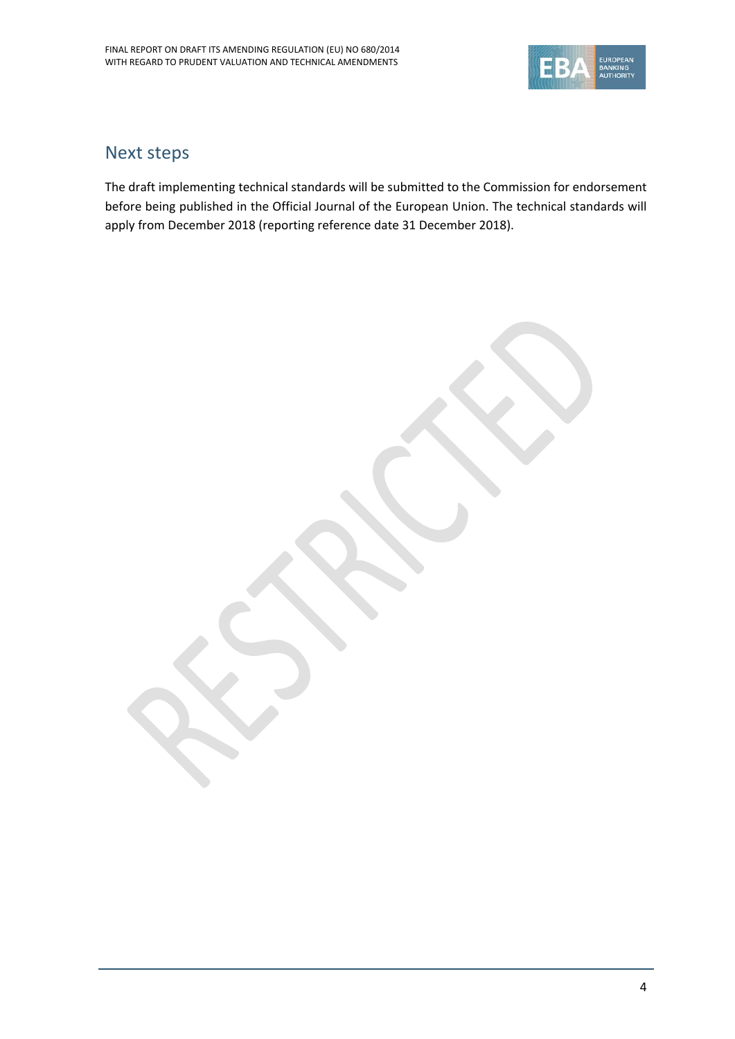## Next steps

The draft implementing technical standards will be submitted to the Commission for endorsement before being published in the Official Journal of the European Union. The technical standards will apply from December 2018 (reporting reference date 31 December 2018).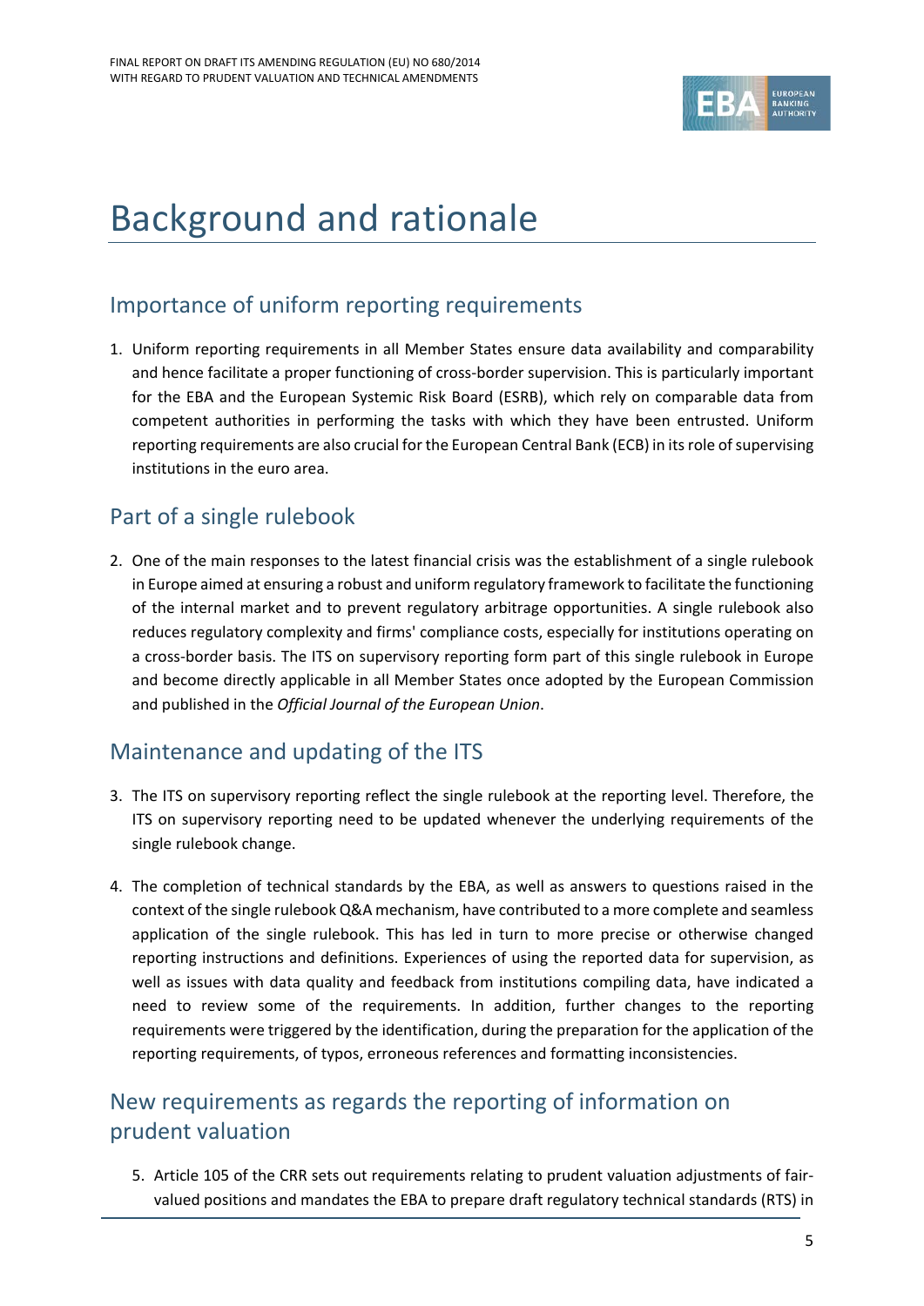# Background and rationale

## Importance of uniform reporting requirements

1. Uniform reporting requirements in all Member States ensure data availability and comparability and hence facilitate a proper functioning of cross-border supervision. This is particularly important for the EBA and the European Systemic Risk Board (ESRB), which rely on comparable data from competent authorities in performing the tasks with which they have been entrusted. Uniform reporting requirements are also crucial for the European Central Bank (ECB) in its role of supervising institutions in the euro area.

## Part of a single rulebook

2. One of the main responses to the latest financial crisis was the establishment of a single rulebook in Europe aimed at ensuring a robust and uniform regulatory framework to facilitate the functioning of the internal market and to prevent regulatory arbitrage opportunities. A single rulebook also reduces regulatory complexity and firms' compliance costs, especially for institutions operating on a cross-border basis. The ITS on supervisory reporting form part of this single rulebook in Europe and become directly applicable in all Member States once adopted by the European Commission and published in the *Official Journal of the European Union*.

## Maintenance and updating of the ITS

3. The ITS on supervisory reporting reflect the single rulebook at the reporting level. Therefore, the ITS on supervisory reporting need to be updated whenever the underlying requirements of the single rulebook change.

4. The completion of technical standards by the EBA, as well as answers to questions raised in the context of the single rulebook Q&A mechanism, have contributed to a more complete and seamless application of the single rulebook. This has led in turn to more precise or otherwise changed reporting instructions and definitions. Experiences of using the reported data for supervision, as well as issues with data quality and feedback from institutions compiling data, have indicated a need to review some of the requirements. In addition, further changes to the reporting requirements were triggered by the identification, during the preparation for the application of the reporting requirements, of typos, erroneous references and formatting inconsistencies.

## New requirements as regards the reporting of information on prudent valuation

5. Article 105 of the CRR sets out requirements relating to prudent valuation adjustments of fair-valued positions and mandates the EBA to prepare draft regulatory technical standards (RTS) in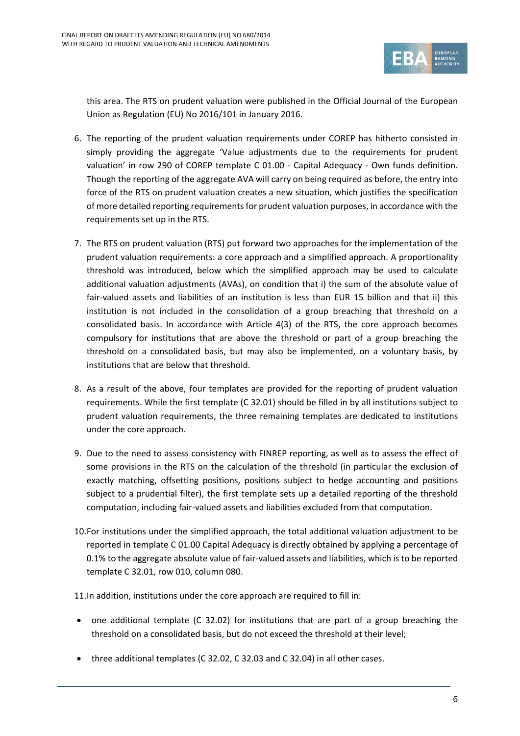this area. The RTS on prudent valuation were published in the Official Journal of the European Union as Regulation (EU) No 2016/101 in January 2016.

6. The reporting of the prudent valuation requirements under COREP has hitherto consisted in simply providing the aggregate 'Value adjustments due to the requirements for prudent valuation' in row 290 of COREP template C 01.00 - Capital Adequacy - Own funds definition. Though the reporting of the aggregate AVA will carry on being required as before, the entry into force of the RTS on prudent valuation creates a new situation, which justifies the specification of more detailed reporting requirements for prudent valuation purposes, in accordance with the requirements set up in the RTS.

7. The RTS on prudent valuation (RTS) put forward two approaches for the implementation of the prudent valuation requirements: a core approach and a simplified approach. A proportionality threshold was introduced, below which the simplified approach may be used to calculate additional valuation adjustments (AVAs), on condition that i) the sum of the absolute value of fair-valued assets and liabilities of an institution is less than EUR 15 billion and that ii) this institution is not included in the consolidation of a group breaching that threshold on a consolidated basis. In accordance with Article 4(3) of the RTS, the core approach becomes compulsory for institutions that are above the threshold or part of a group breaching the threshold on a consolidated basis, but may also be implemented, on a voluntary basis, by institutions that are below that threshold.

8. As a result of the above, four templates are provided for the reporting of prudent valuation requirements. While the first template (C 32.01) should be filled in by all institutions subject to prudent valuation requirements, the three remaining templates are dedicated to institutions under the core approach.

9. Due to the need to assess consistency with FINREP reporting, as well as to assess the effect of some provisions in the RTS on the calculation of the threshold (in particular the exclusion of exactly matching, offsetting positions, positions subject to hedge accounting and positions subject to a prudential filter), the first template sets up a detailed reporting of the threshold computation, including fair-valued assets and liabilities excluded from that computation.

10. For institutions under the simplified approach, the total additional valuation adjustment to be reported in template C 01.00 Capital Adequacy is directly obtained by applying a percentage of 0.1% to the aggregate absolute value of fair-valued assets and liabilities, which is to be reported template C 32.01, row 010, column 080.

11. In addition, institutions under the core approach are required to fill in:

- one additional template (C 32.02) for institutions that are part of a group breaching the threshold on a consolidated basis, but do not exceed the threshold at their level;
- three additional templates (C 32.02, C 32.03 and C 32.04) in all other cases.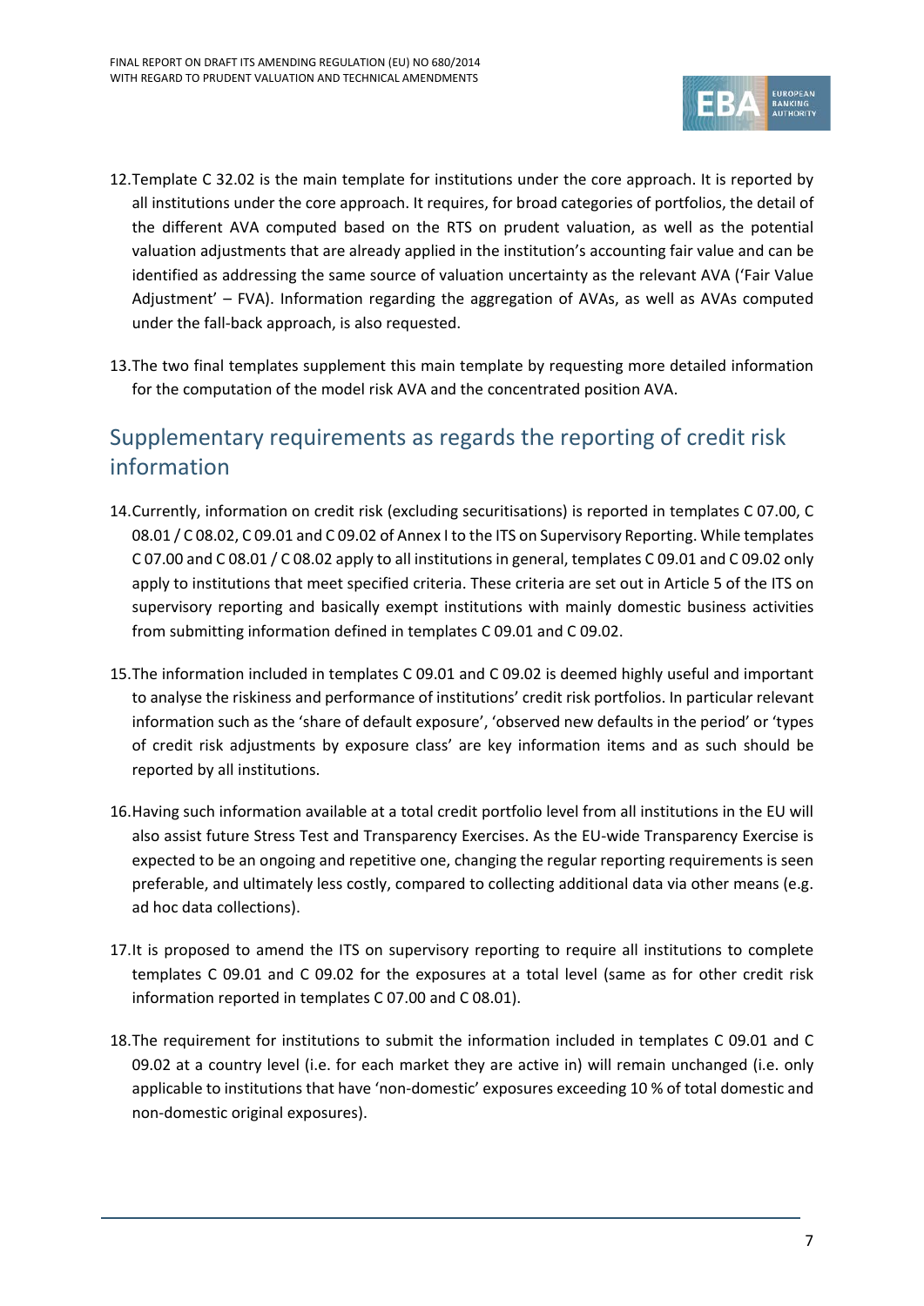12. Template C 32.02 is the main template for institutions under the core approach. It is reported by all institutions under the core approach. It requires, for broad categories of portfolios, the detail of the different AVA computed based on the RTS on prudent valuation, as well as the potential valuation adjustments that are already applied in the institution's accounting fair value and can be identified as addressing the same source of valuation uncertainty as the relevant AVA ('Fair Value Adjustment' – FVA). Information regarding the aggregation of AVAs, as well as AVAs computed under the fall-back approach, is also requested.

13. The two final templates supplement this main template by requesting more detailed information for the computation of the model risk AVA and the concentrated position AVA.

## Supplementary requirements as regards the reporting of credit risk information

14. Currently, information on credit risk (excluding securitisations) is reported in templates C 07.00, C 08.01 / C 08.02, C 09.01 and C 09.02 of Annex I to the ITS on Supervisory Reporting. While templates C 07.00 and C 08.01 / C 08.02 apply to all institutions in general, templates C 09.01 and C 09.02 only apply to institutions that meet specified criteria. These criteria are set out in Article 5 of the ITS on supervisory reporting and basically exempt institutions with mainly domestic business activities from submitting information defined in templates C 09.01 and C 09.02.

15. The information included in templates C 09.01 and C 09.02 is deemed highly useful and important to analyse the riskiness and performance of institutions' credit risk portfolios. In particular relevant information such as the 'share of default exposure', 'observed new defaults in the period' or 'types of credit risk adjustments by exposure class' are key information items and as such should be reported by all institutions.

16. Having such information available at a total credit portfolio level from all institutions in the EU will also assist future Stress Test and Transparency Exercises. As the EU-wide Transparency Exercise is expected to be an ongoing and repetitive one, changing the regular reporting requirements is seen preferable, and ultimately less costly, compared to collecting additional data via other means (e.g. ad hoc data collections).

17. It is proposed to amend the ITS on supervisory reporting to require all institutions to complete templates C 09.01 and C 09.02 for the exposures at a total level (same as for other credit risk information reported in templates C 07.00 and C 08.01).

18. The requirement for institutions to submit the information included in templates C 09.01 and C 09.02 at a country level (i.e. for each market they are active in) will remain unchanged (i.e. only applicable to institutions that have 'non-domestic' exposures exceeding 10 % of total domestic and non-domestic original exposures).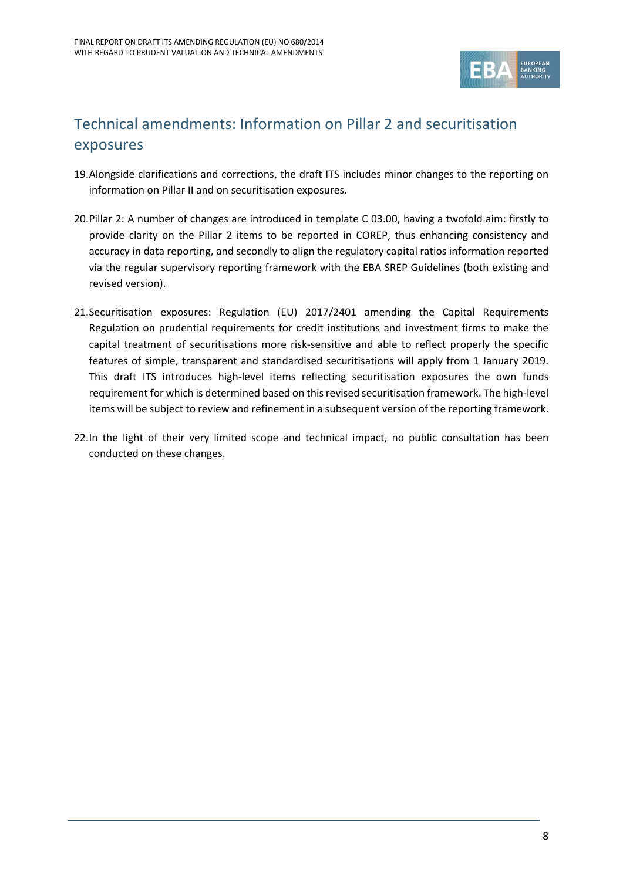## Technical amendments: Information on Pillar 2 and securitisation exposures

19. Alongside clarifications and corrections, the draft ITS includes minor changes to the reporting on information on Pillar II and on securitisation exposures.

20. Pillar 2: A number of changes are introduced in template C 03.00, having a twofold aim: firstly to provide clarity on the Pillar 2 items to be reported in COREP, thus enhancing consistency and accuracy in data reporting, and secondly to align the regulatory capital ratios information reported via the regular supervisory reporting framework with the EBA SREP Guidelines (both existing and revised version).

21. Securitisation exposures: Regulation (EU) 2017/2401 amending the Capital Requirements Regulation on prudential requirements for credit institutions and investment firms to make the capital treatment of securitisations more risk-sensitive and able to reflect properly the specific features of simple, transparent and standardised securitisations will apply from 1 January 2019. This draft ITS introduces high-level items reflecting securitisation exposures the own funds requirement for which is determined based on this revised securitisation framework. The high-level items will be subject to review and refinement in a subsequent version of the reporting framework.

22. In the light of their very limited scope and technical impact, no public consultation has been conducted on these changes.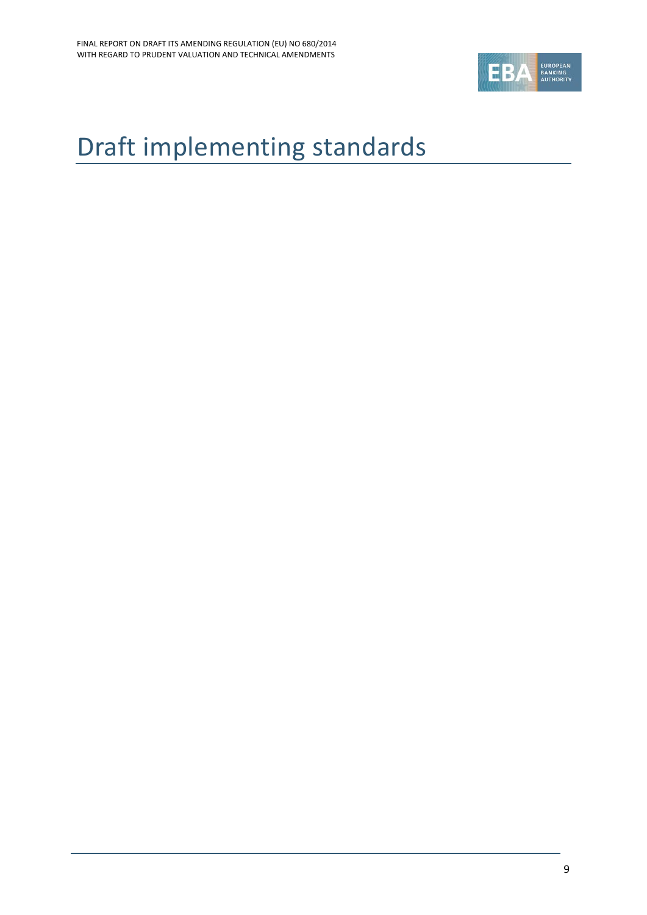# Draft implementing standards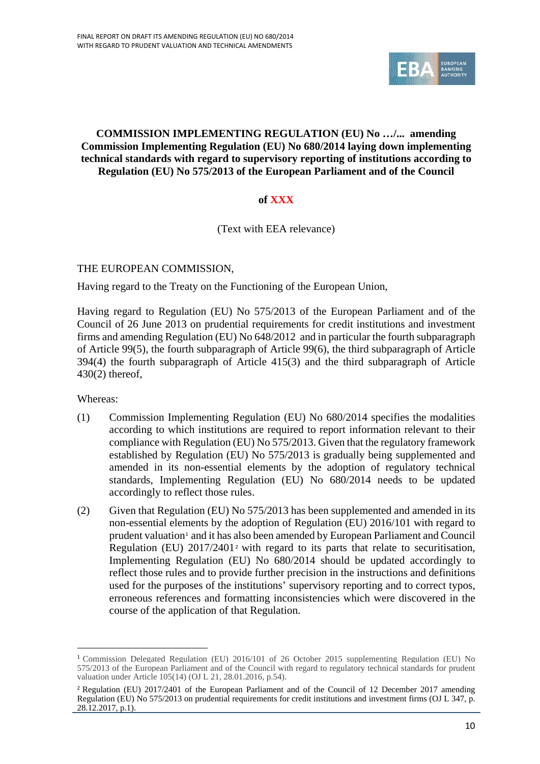**COMMISSION IMPLEMENTING REGULATION (EU) No …/... amending Commission Implementing Regulation (EU) No 680/2014 laying down implementing technical standards with regard to supervisory reporting of institutions according to Regulation (EU) No 575/2013 of the European Parliament and of the Council**

**of XXX**

(Text with EEA relevance)

THE EUROPEAN COMMISSION,

Having regard to the Treaty on the Functioning of the European Union,

Having regard to Regulation (EU) No 575/2013 of the European Parliament and of the Council of 26 June 2013 on prudential requirements for credit institutions and investment firms and amending Regulation (EU) No 648/2012 and in particular the fourth subparagraph of Article 99(5), the fourth subparagraph of Article 99(6), the third subparagraph of Article 394(4) the fourth subparagraph of Article 415(3) and the third subparagraph of Article 430(2) thereof,

Whereas:

(1) Commission Implementing Regulation (EU) No 680/2014 specifies the modalities according to which institutions are required to report information relevant to their compliance with Regulation (EU) No 575/2013. Given that the regulatory framework established by Regulation (EU) No 575/2013 is gradually being supplemented and amended in its non-essential elements by the adoption of regulatory technical standards, Implementing Regulation (EU) No 680/2014 needs to be updated accordingly to reflect those rules.

(2) Given that Regulation (EU) No 575/2013 has been supplemented and amended in its non-essential elements by the adoption of Regulation (EU) 2016/101 with regard to prudent valuation[1] and it has also been amended by European Parliament and Council Regulation (EU) 2017/2401[2] with regard to its parts that relate to securitisation, Implementing Regulation (EU) No 680/2014 should be updated accordingly to reflect those rules and to provide further precision in the instructions and definitions used for the purposes of the institutions' supervisory reporting and to correct typos, erroneous references and formatting inconsistencies which were discovered in the course of the application of that Regulation.

[1] Commission Delegated Regulation (EU) 2016/101 of 26 October 2015 supplementing Regulation (EU) No 575/2013 of the European Parliament and of the Council with regard to regulatory technical standards for prudent valuation under Article 105(14) (OJ L 21, 28.01.2016, p.54).

[2] Regulation (EU) 2017/2401 of the European Parliament and of the Council of 12 December 2017 amending Regulation (EU) No 575/2013 on prudential requirements for credit institutions and investment firms (OJ L 347, p. 28.12.2017, p.1).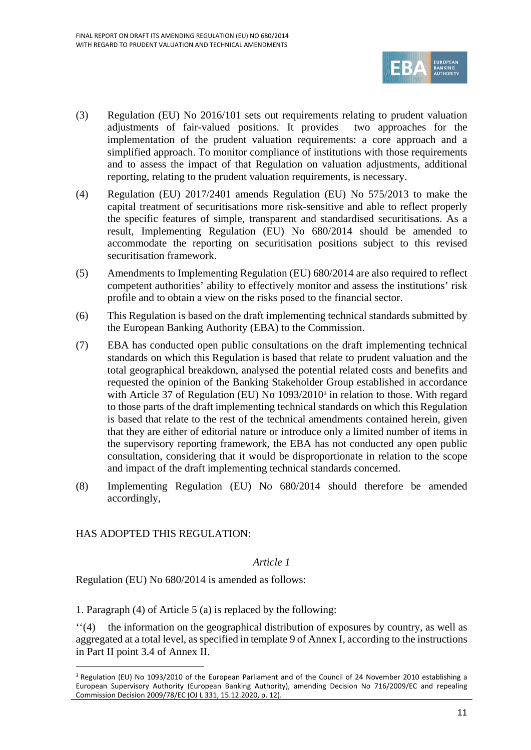(3) Regulation (EU) No 2016/101 sets out requirements relating to prudent valuation adjustments of fair-valued positions. It provides two approaches for the implementation of the prudent valuation requirements: a core approach and a simplified approach. To monitor compliance of institutions with those requirements and to assess the impact of that Regulation on valuation adjustments, additional reporting, relating to the prudent valuation requirements, is necessary.

(4) Regulation (EU) 2017/2401 amends Regulation (EU) No 575/2013 to make the capital treatment of securitisations more risk-sensitive and able to reflect properly the specific features of simple, transparent and standardised securitisations. As a result, Implementing Regulation (EU) No 680/2014 should be amended to accommodate the reporting on securitisation positions subject to this revised securitisation framework.

(5) Amendments to Implementing Regulation (EU) 680/2014 are also required to reflect competent authorities' ability to effectively monitor and assess the institutions' risk profile and to obtain a view on the risks posed to the financial sector.

(6) This Regulation is based on the draft implementing technical standards submitted by the European Banking Authority (EBA) to the Commission.

(7) EBA has conducted open public consultations on the draft implementing technical standards on which this Regulation is based that relate to prudent valuation and the total geographical breakdown, analysed the potential related costs and benefits and requested the opinion of the Banking Stakeholder Group established in accordance with Article 37 of Regulation (EU) No 1093/2010[3] in relation to those. With regard to those parts of the draft implementing technical standards on which this Regulation is based that relate to the rest of the technical amendments contained herein, given that they are either of editorial nature or introduce only a limited number of items in the supervisory reporting framework, the EBA has not conducted any open public consultation, considering that it would be disproportionate in relation to the scope and impact of the draft implementing technical standards concerned.

(8) Implementing Regulation (EU) No 680/2014 should therefore be amended accordingly,

HAS ADOPTED THIS REGULATION:

*Article 1*

Regulation (EU) No 680/2014 is amended as follows:

1. Paragraph (4) of Article 5 (a) is replaced by the following:

''(4) the information on the geographical distribution of exposures by country, as well as aggregated at a total level, as specified in template 9 of Annex I, according to the instructions in Part II point 3.4 of Annex II.

[3] Regulation (EU) No 1093/2010 of the European Parliament and of the Council of 24 November 2010 establishing a European Supervisory Authority (European Banking Authority), amending Decision No 716/2009/EC and repealing Commission Decision 2009/78/EC (OJ L 331, 15.12.2020, p. 12).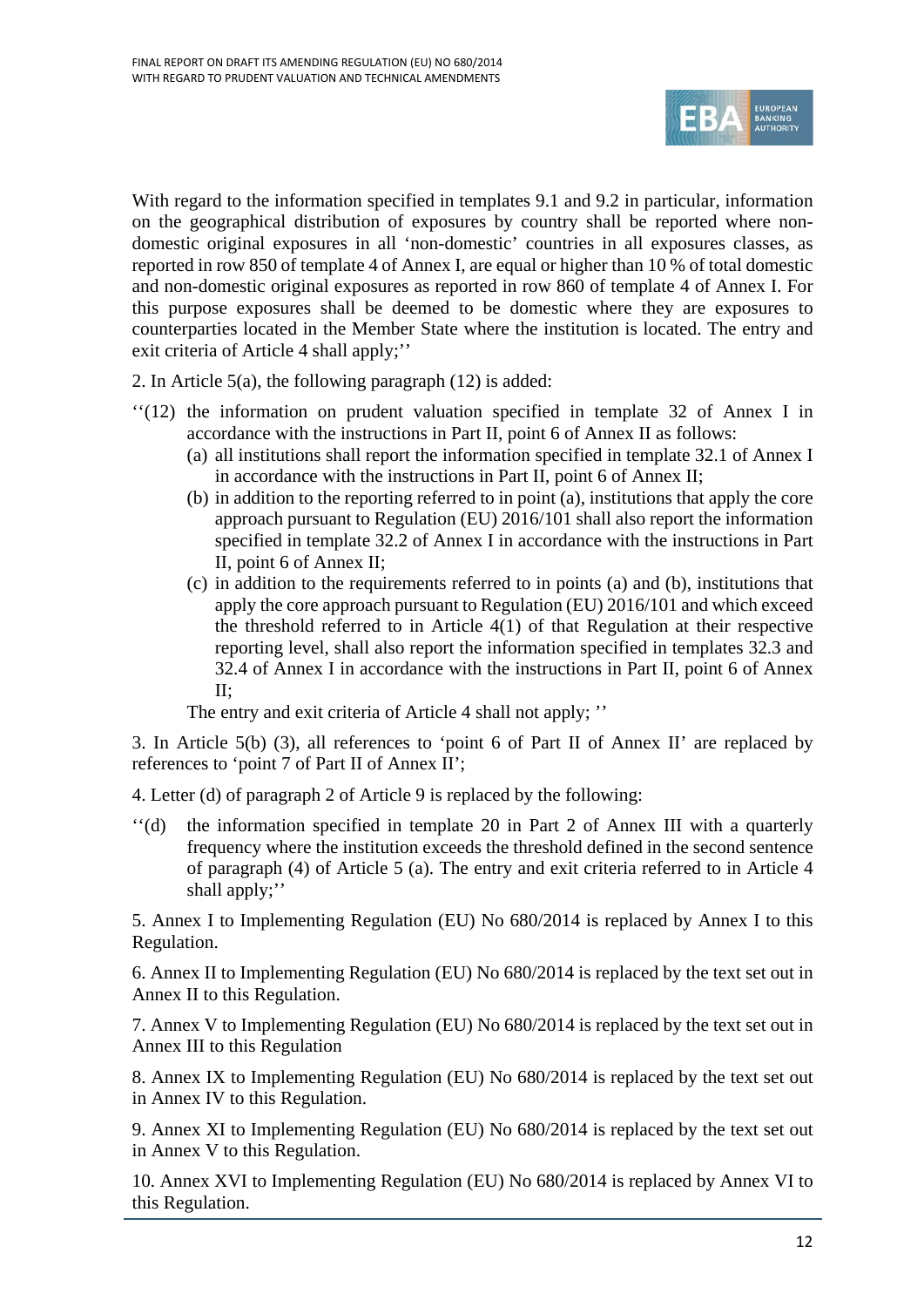With regard to the information specified in templates 9.1 and 9.2 in particular, information on the geographical distribution of exposures by country shall be reported where non-domestic original exposures in all 'non-domestic' countries in all exposures classes, as reported in row 850 of template 4 of Annex I, are equal or higher than 10 % of total domestic and non-domestic original exposures as reported in row 860 of template 4 of Annex I. For this purpose exposures shall be deemed to be domestic where they are exposures to counterparties located in the Member State where the institution is located. The entry and exit criteria of Article 4 shall apply;''

2. In Article 5(a), the following paragraph (12) is added:

''(12) the information on prudent valuation specified in template 32 of Annex I in accordance with the instructions in Part II, point 6 of Annex II as follows:

(a) all institutions shall report the information specified in template 32.1 of Annex I in accordance with the instructions in Part II, point 6 of Annex II;

(b) in addition to the reporting referred to in point (a), institutions that apply the core approach pursuant to Regulation (EU) 2016/101 shall also report the information specified in template 32.2 of Annex I in accordance with the instructions in Part II, point 6 of Annex II;

(c) in addition to the requirements referred to in points (a) and (b), institutions that apply the core approach pursuant to Regulation (EU) 2016/101 and which exceed the threshold referred to in Article 4(1) of that Regulation at their respective reporting level, shall also report the information specified in templates 32.3 and 32.4 of Annex I in accordance with the instructions in Part II, point 6 of Annex II;

The entry and exit criteria of Article 4 shall not apply; ''

3. In Article 5(b) (3), all references to 'point 6 of Part II of Annex II' are replaced by references to 'point 7 of Part II of Annex II';

4. Letter (d) of paragraph 2 of Article 9 is replaced by the following:

''(d) the information specified in template 20 in Part 2 of Annex III with a quarterly frequency where the institution exceeds the threshold defined in the second sentence of paragraph (4) of Article 5 (a). The entry and exit criteria referred to in Article 4 shall apply;''

5. Annex I to Implementing Regulation (EU) No 680/2014 is replaced by Annex I to this Regulation.

6. Annex II to Implementing Regulation (EU) No 680/2014 is replaced by the text set out in Annex II to this Regulation.

7. Annex V to Implementing Regulation (EU) No 680/2014 is replaced by the text set out in Annex III to this Regulation

8. Annex IX to Implementing Regulation (EU) No 680/2014 is replaced by the text set out in Annex IV to this Regulation.

9. Annex XI to Implementing Regulation (EU) No 680/2014 is replaced by the text set out in Annex V to this Regulation.

10. Annex XVI to Implementing Regulation (EU) No 680/2014 is replaced by Annex VI to this Regulation.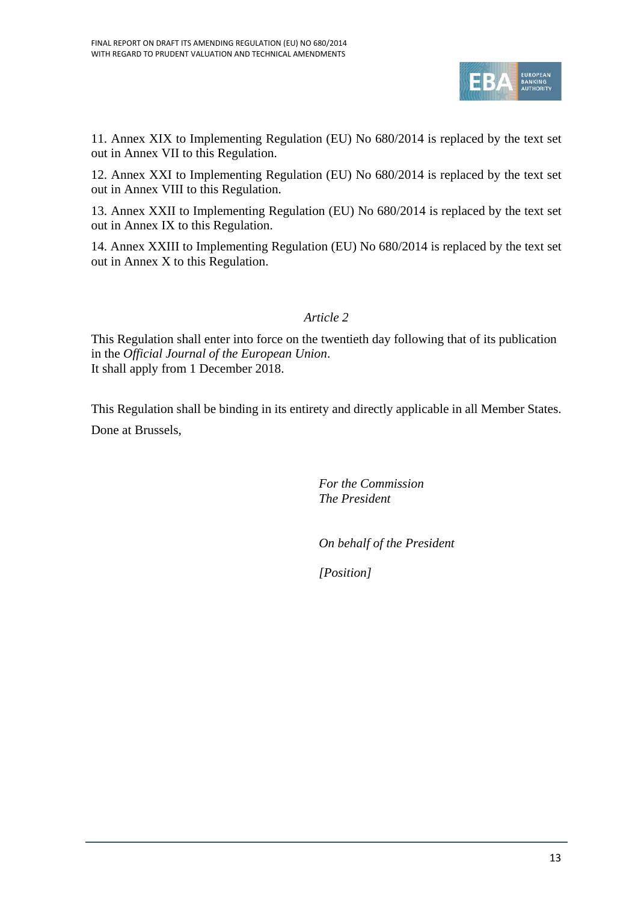11. Annex XIX to Implementing Regulation (EU) No 680/2014 is replaced by the text set out in Annex VII to this Regulation.

12. Annex XXI to Implementing Regulation (EU) No 680/2014 is replaced by the text set out in Annex VIII to this Regulation.

13. Annex XXII to Implementing Regulation (EU) No 680/2014 is replaced by the text set out in Annex IX to this Regulation.

14. Annex XXIII to Implementing Regulation (EU) No 680/2014 is replaced by the text set out in Annex X to this Regulation.

*Article 2*

This Regulation shall enter into force on the twentieth day following that of its publication in the *Official Journal of the European Union*.
It shall apply from 1 December 2018.

This Regulation shall be binding in its entirety and directly applicable in all Member States.

Done at Brussels,

*For the Commission*
*The President*

*On behalf of the President*

*[Position]*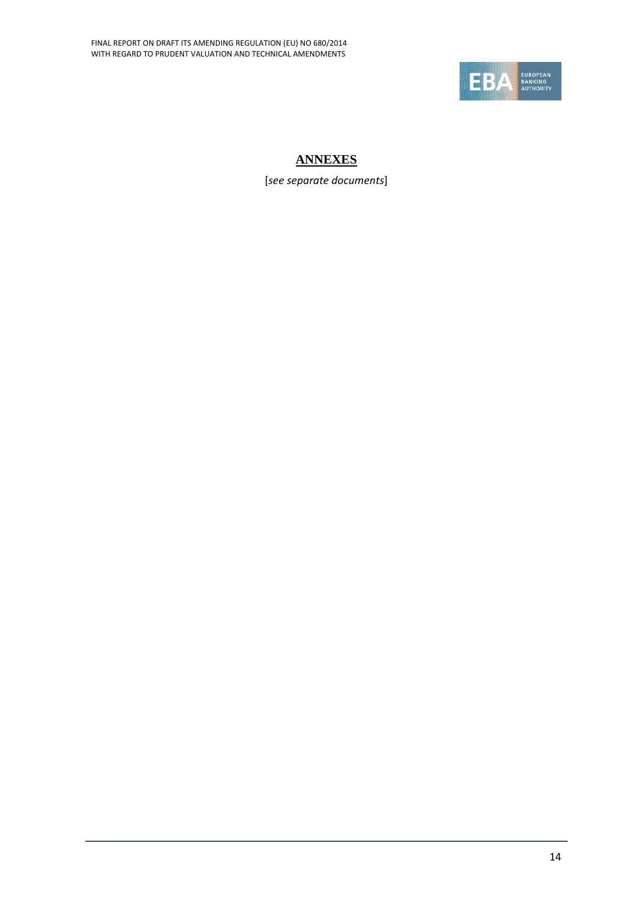# ANNEXES

[*see separate documents*]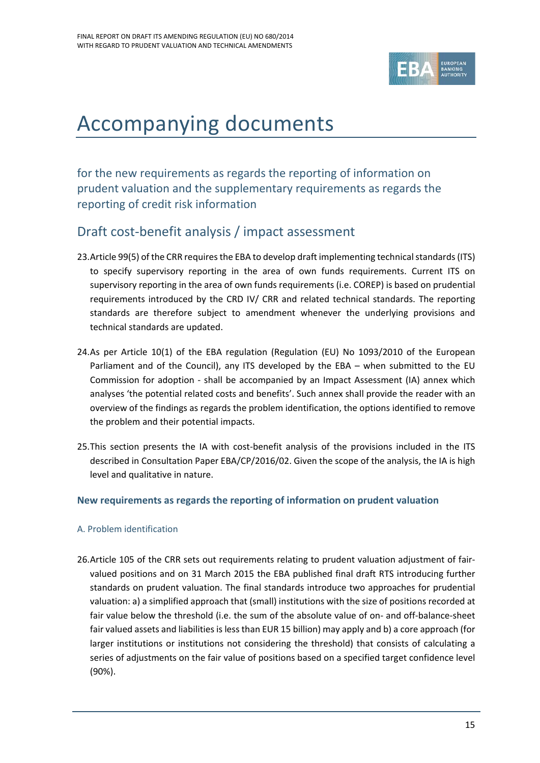# Accompanying documents

## for the new requirements as regards the reporting of information on prudent valuation and the supplementary requirements as regards the reporting of credit risk information

## Draft cost-benefit analysis / impact assessment

23. Article 99(5) of the CRR requires the EBA to develop draft implementing technical standards (ITS) to specify supervisory reporting in the area of own funds requirements. Current ITS on supervisory reporting in the area of own funds requirements (i.e. COREP) is based on prudential requirements introduced by the CRD IV/ CRR and related technical standards. The reporting standards are therefore subject to amendment whenever the underlying provisions and technical standards are updated.

24. As per Article 10(1) of the EBA regulation (Regulation (EU) No 1093/2010 of the European Parliament and of the Council), any ITS developed by the EBA – when submitted to the EU Commission for adoption - shall be accompanied by an Impact Assessment (IA) annex which analyses 'the potential related costs and benefits'. Such annex shall provide the reader with an overview of the findings as regards the problem identification, the options identified to remove the problem and their potential impacts.

25. This section presents the IA with cost-benefit analysis of the provisions included in the ITS described in Consultation Paper EBA/CP/2016/02. Given the scope of the analysis, the IA is high level and qualitative in nature.

**New requirements as regards the reporting of information on prudent valuation**

### A. Problem identification

26. Article 105 of the CRR sets out requirements relating to prudent valuation adjustment of fair-valued positions and on 31 March 2015 the EBA published final draft RTS introducing further standards on prudent valuation. The final standards introduce two approaches for prudential valuation: a) a simplified approach that (small) institutions with the size of positions recorded at fair value below the threshold (i.e. the sum of the absolute value of on- and off-balance-sheet fair valued assets and liabilities is less than EUR 15 billion) may apply and b) a core approach (for larger institutions or institutions not considering the threshold) that consists of calculating a series of adjustments on the fair value of positions based on a specified target confidence level (90%).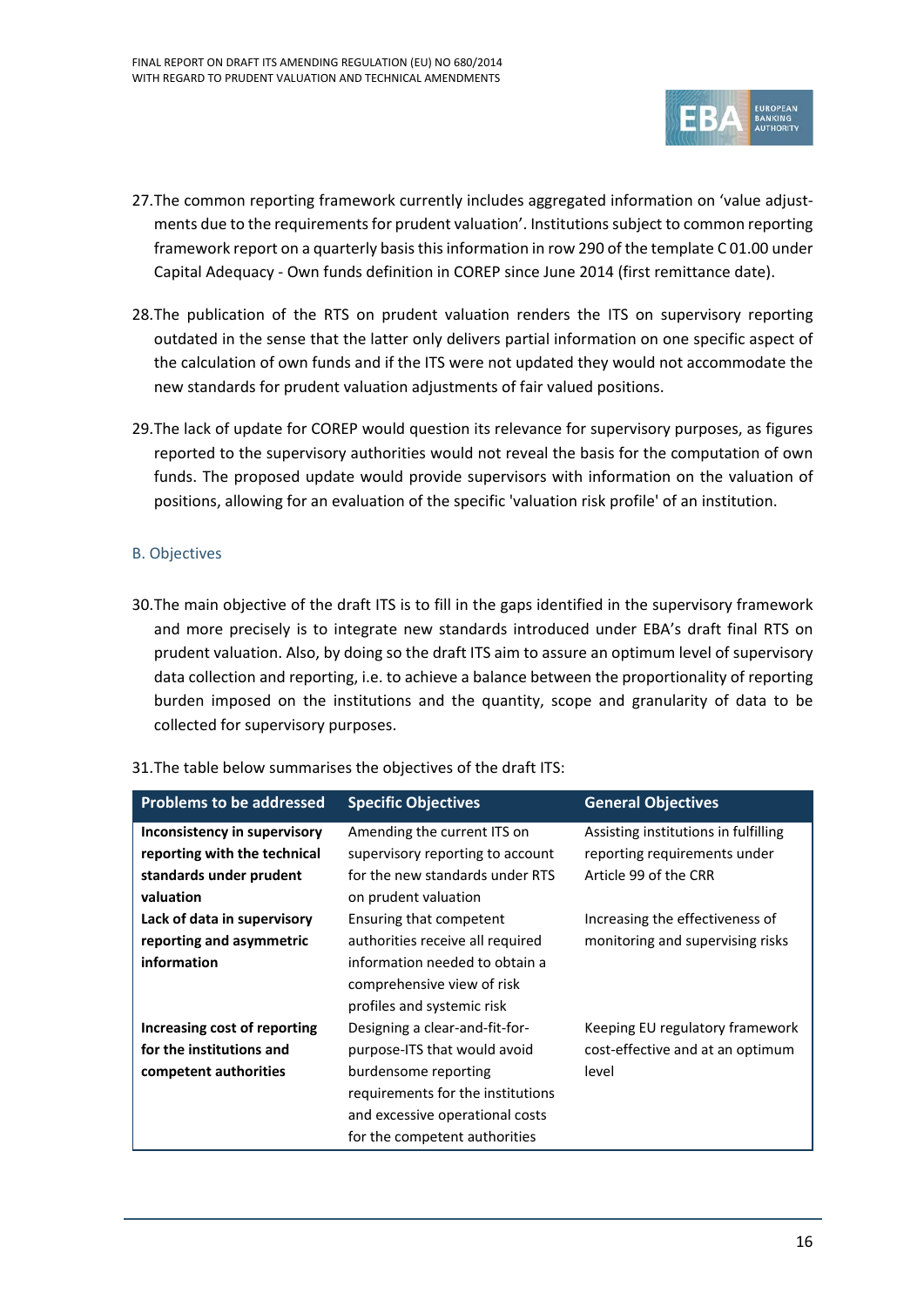27. The common reporting framework currently includes aggregated information on 'value adjustments due to the requirements for prudent valuation'. Institutions subject to common reporting framework report on a quarterly basis this information in row 290 of the template C 01.00 under Capital Adequacy - Own funds definition in COREP since June 2014 (first remittance date).

28. The publication of the RTS on prudent valuation renders the ITS on supervisory reporting outdated in the sense that the latter only delivers partial information on one specific aspect of the calculation of own funds and if the ITS were not updated they would not accommodate the new standards for prudent valuation adjustments of fair valued positions.

29. The lack of update for COREP would question its relevance for supervisory purposes, as figures reported to the supervisory authorities would not reveal the basis for the computation of own funds. The proposed update would provide supervisors with information on the valuation of positions, allowing for an evaluation of the specific 'valuation risk profile' of an institution.

### B. Objectives

30. The main objective of the draft ITS is to fill in the gaps identified in the supervisory framework and more precisely is to integrate new standards introduced under EBA's draft final RTS on prudent valuation. Also, by doing so the draft ITS aim to assure an optimum level of supervisory data collection and reporting, i.e. to achieve a balance between the proportionality of reporting burden imposed on the institutions and the quantity, scope and granularity of data to be collected for supervisory purposes.

31. The table below summarises the objectives of the draft ITS:

| Problems to be addressed | Specific Objectives | General Objectives |
|---|---|---|
| **Inconsistency in supervisory reporting with the technical standards under prudent valuation** | Amending the current ITS on supervisory reporting to account for the new standards under RTS on prudent valuation | Assisting institutions in fulfilling reporting requirements under Article 99 of the CRR |
| **Lack of data in supervisory reporting and asymmetric information** | Ensuring that competent authorities receive all required information needed to obtain a comprehensive view of risk profiles and systemic risk | Increasing the effectiveness of monitoring and supervising risks |
| **Increasing cost of reporting for the institutions and competent authorities** | Designing a clear-and-fit-for-purpose-ITS that would avoid burdensome reporting requirements for the institutions and excessive operational costs for the competent authorities | Keeping EU regulatory framework cost-effective and at an optimum level |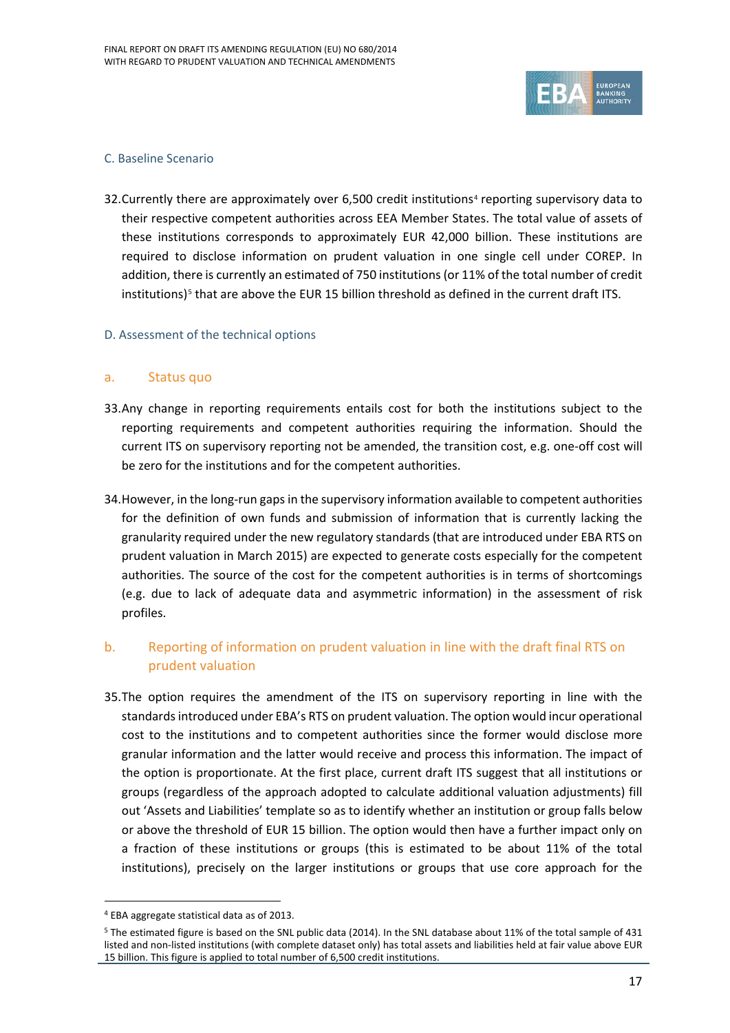### C. Baseline Scenario

32. Currently there are approximately over 6,500 credit institutions[4] reporting supervisory data to their respective competent authorities across EEA Member States. The total value of assets of these institutions corresponds to approximately EUR 42,000 billion. These institutions are required to disclose information on prudent valuation in one single cell under COREP. In addition, there is currently an estimated of 750 institutions (or 11% of the total number of credit institutions)[5] that are above the EUR 15 billion threshold as defined in the current draft ITS.

### D. Assessment of the technical options

#### a. Status quo

33. Any change in reporting requirements entails cost for both the institutions subject to the reporting requirements and competent authorities requiring the information. Should the current ITS on supervisory reporting not be amended, the transition cost, e.g. one-off cost will be zero for the institutions and for the competent authorities.

34. However, in the long-run gaps in the supervisory information available to competent authorities for the definition of own funds and submission of information that is currently lacking the granularity required under the new regulatory standards (that are introduced under EBA RTS on prudent valuation in March 2015) are expected to generate costs especially for the competent authorities. The source of the cost for the competent authorities is in terms of shortcomings (e.g. due to lack of adequate data and asymmetric information) in the assessment of risk profiles.

#### b. Reporting of information on prudent valuation in line with the draft final RTS on prudent valuation

35. The option requires the amendment of the ITS on supervisory reporting in line with the standards introduced under EBA's RTS on prudent valuation. The option would incur operational cost to the institutions and to competent authorities since the former would disclose more granular information and the latter would receive and process this information. The impact of the option is proportionate. At the first place, current draft ITS suggest that all institutions or groups (regardless of the approach adopted to calculate additional valuation adjustments) fill out 'Assets and Liabilities' template so as to identify whether an institution or group falls below or above the threshold of EUR 15 billion. The option would then have a further impact only on a fraction of these institutions or groups (this is estimated to be about 11% of the total institutions), precisely on the larger institutions or groups that use core approach for the

---

[4] EBA aggregate statistical data as of 2013.

[5] The estimated figure is based on the SNL public data (2014). In the SNL database about 11% of the total sample of 431 listed and non-listed institutions (with complete dataset only) has total assets and liabilities held at fair value above EUR 15 billion. This figure is applied to total number of 6,500 credit institutions.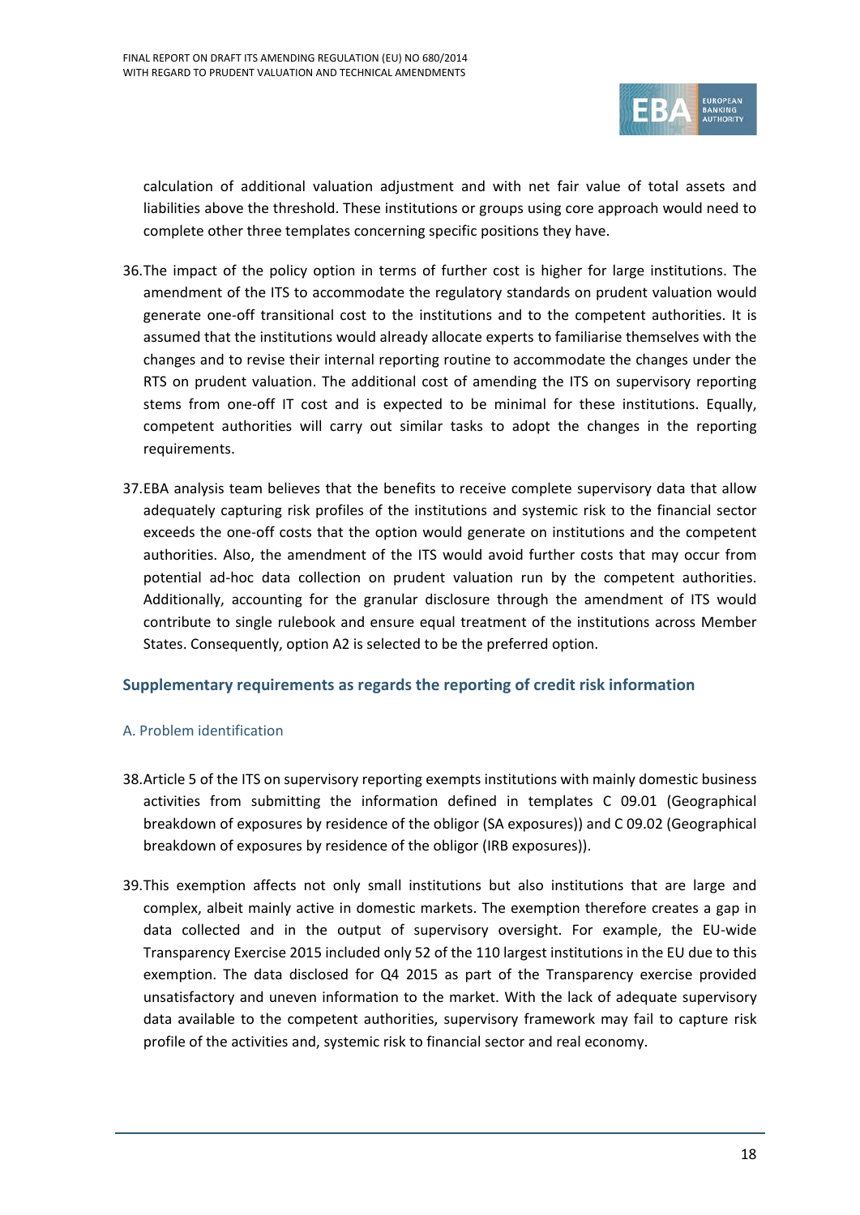calculation of additional valuation adjustment and with net fair value of total assets and liabilities above the threshold. These institutions or groups using core approach would need to complete other three templates concerning specific positions they have.

36. The impact of the policy option in terms of further cost is higher for large institutions. The amendment of the ITS to accommodate the regulatory standards on prudent valuation would generate one-off transitional cost to the institutions and to the competent authorities. It is assumed that the institutions would already allocate experts to familiarise themselves with the changes and to revise their internal reporting routine to accommodate the changes under the RTS on prudent valuation. The additional cost of amending the ITS on supervisory reporting stems from one-off IT cost and is expected to be minimal for these institutions. Equally, competent authorities will carry out similar tasks to adopt the changes in the reporting requirements.

37. EBA analysis team believes that the benefits to receive complete supervisory data that allow adequately capturing risk profiles of the institutions and systemic risk to the financial sector exceeds the one-off costs that the option would generate on institutions and the competent authorities. Also, the amendment of the ITS would avoid further costs that may occur from potential ad-hoc data collection on prudent valuation run by the competent authorities. Additionally, accounting for the granular disclosure through the amendment of ITS would contribute to single rulebook and ensure equal treatment of the institutions across Member States. Consequently, option A2 is selected to be the preferred option.

## Supplementary requirements as regards the reporting of credit risk information

### A. Problem identification

38. Article 5 of the ITS on supervisory reporting exempts institutions with mainly domestic business activities from submitting the information defined in templates C 09.01 (Geographical breakdown of exposures by residence of the obligor (SA exposures)) and C 09.02 (Geographical breakdown of exposures by residence of the obligor (IRB exposures)).

39. This exemption affects not only small institutions but also institutions that are large and complex, albeit mainly active in domestic markets. The exemption therefore creates a gap in data collected and in the output of supervisory oversight. For example, the EU-wide Transparency Exercise 2015 included only 52 of the 110 largest institutions in the EU due to this exemption. The data disclosed for Q4 2015 as part of the Transparency exercise provided unsatisfactory and uneven information to the market. With the lack of adequate supervisory data available to the competent authorities, supervisory framework may fail to capture risk profile of the activities and, systemic risk to financial sector and real economy.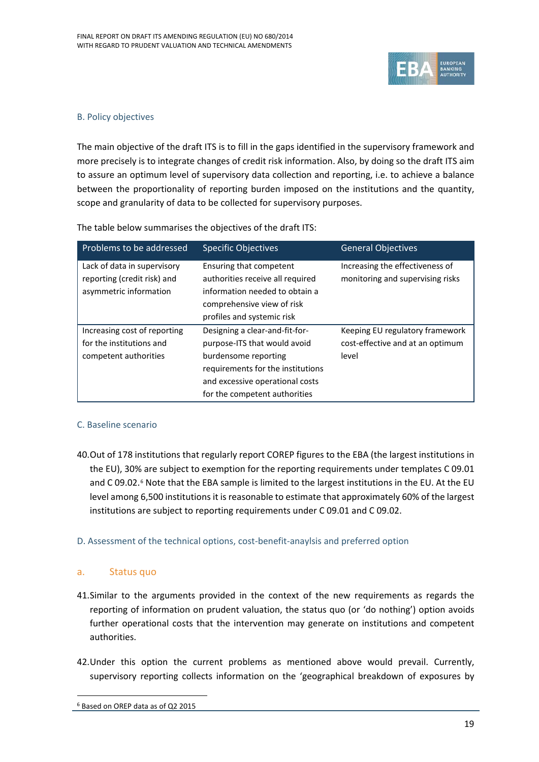### B. Policy objectives

The main objective of the draft ITS is to fill in the gaps identified in the supervisory framework and more precisely is to integrate changes of credit risk information. Also, by doing so the draft ITS aim to assure an optimum level of supervisory data collection and reporting, i.e. to achieve a balance between the proportionality of reporting burden imposed on the institutions and the quantity, scope and granularity of data to be collected for supervisory purposes.

The table below summarises the objectives of the draft ITS:

| Problems to be addressed | Specific Objectives | General Objectives |
|---|---|---|
| Lack of data in supervisory reporting (credit risk) and asymmetric information | Ensuring that competent authorities receive all required information needed to obtain a comprehensive view of risk profiles and systemic risk | Increasing the effectiveness of monitoring and supervising risks |
| Increasing cost of reporting for the institutions and competent authorities | Designing a clear-and-fit-for-purpose-ITS that would avoid burdensome reporting requirements for the institutions and excessive operational costs for the competent authorities | Keeping EU regulatory framework cost-effective and at an optimum level |

### C. Baseline scenario

40. Out of 178 institutions that regularly report COREP figures to the EBA (the largest institutions in the EU), 30% are subject to exemption for the reporting requirements under templates C 09.01 and C 09.02.[6] Note that the EBA sample is limited to the largest institutions in the EU. At the EU level among 6,500 institutions it is reasonable to estimate that approximately 60% of the largest institutions are subject to reporting requirements under C 09.01 and C 09.02.

### D. Assessment of the technical options, cost-benefit-anaylsis and preferred option

#### a. Status quo

41. Similar to the arguments provided in the context of the new requirements as regards the reporting of information on prudent valuation, the status quo (or 'do nothing') option avoids further operational costs that the intervention may generate on institutions and competent authorities.

42. Under this option the current problems as mentioned above would prevail. Currently, supervisory reporting collects information on the 'geographical breakdown of exposures by

[6] Based on OREP data as of Q2 2015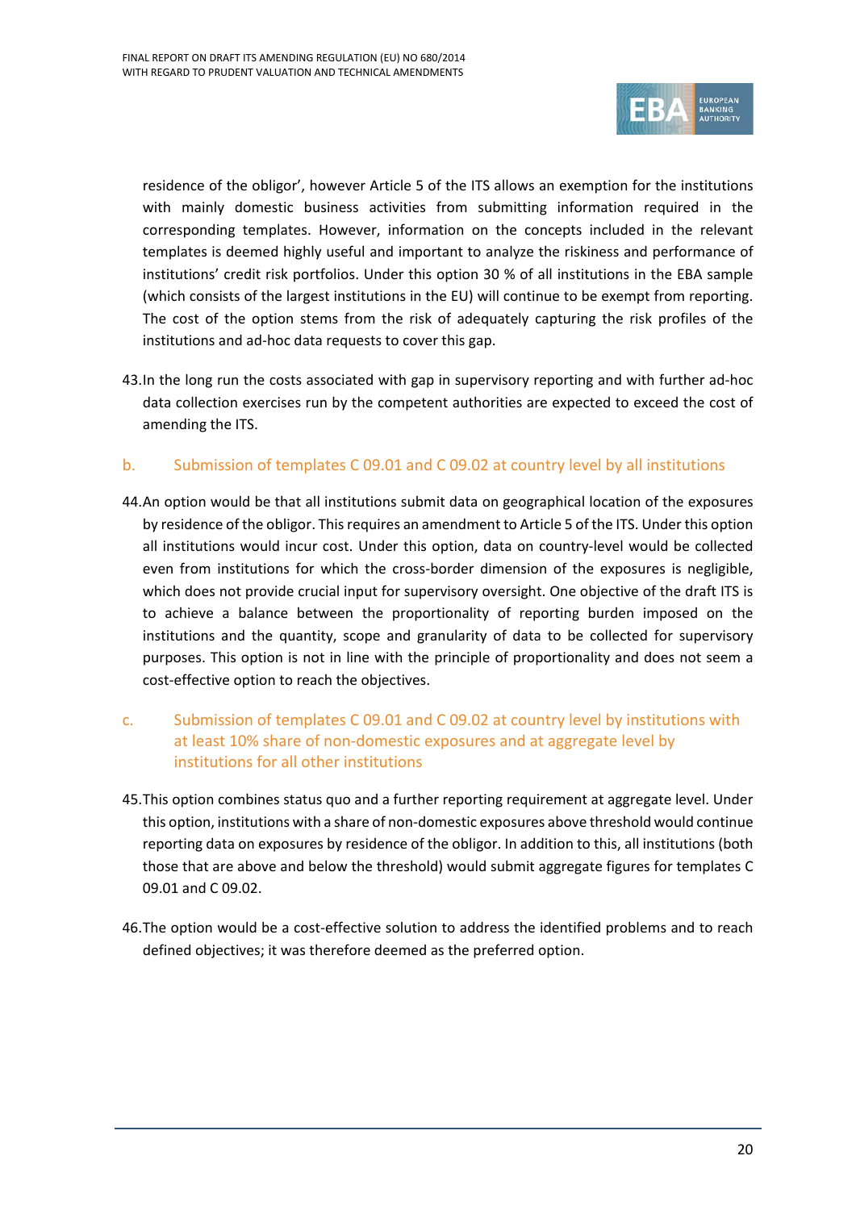residence of the obligor', however Article 5 of the ITS allows an exemption for the institutions with mainly domestic business activities from submitting information required in the corresponding templates. However, information on the concepts included in the relevant templates is deemed highly useful and important to analyze the riskiness and performance of institutions' credit risk portfolios. Under this option 30 % of all institutions in the EBA sample (which consists of the largest institutions in the EU) will continue to be exempt from reporting. The cost of the option stems from the risk of adequately capturing the risk profiles of the institutions and ad-hoc data requests to cover this gap.

43. In the long run the costs associated with gap in supervisory reporting and with further ad-hoc data collection exercises run by the competent authorities are expected to exceed the cost of amending the ITS.

### b. Submission of templates C 09.01 and C 09.02 at country level by all institutions

44. An option would be that all institutions submit data on geographical location of the exposures by residence of the obligor. This requires an amendment to Article 5 of the ITS. Under this option all institutions would incur cost. Under this option, data on country-level would be collected even from institutions for which the cross-border dimension of the exposures is negligible, which does not provide crucial input for supervisory oversight. One objective of the draft ITS is to achieve a balance between the proportionality of reporting burden imposed on the institutions and the quantity, scope and granularity of data to be collected for supervisory purposes. This option is not in line with the principle of proportionality and does not seem a cost-effective option to reach the objectives.

### c. Submission of templates C 09.01 and C 09.02 at country level by institutions with at least 10% share of non-domestic exposures and at aggregate level by institutions for all other institutions

45. This option combines status quo and a further reporting requirement at aggregate level. Under this option, institutions with a share of non-domestic exposures above threshold would continue reporting data on exposures by residence of the obligor. In addition to this, all institutions (both those that are above and below the threshold) would submit aggregate figures for templates C 09.01 and C 09.02.

46. The option would be a cost-effective solution to address the identified problems and to reach defined objectives; it was therefore deemed as the preferred option.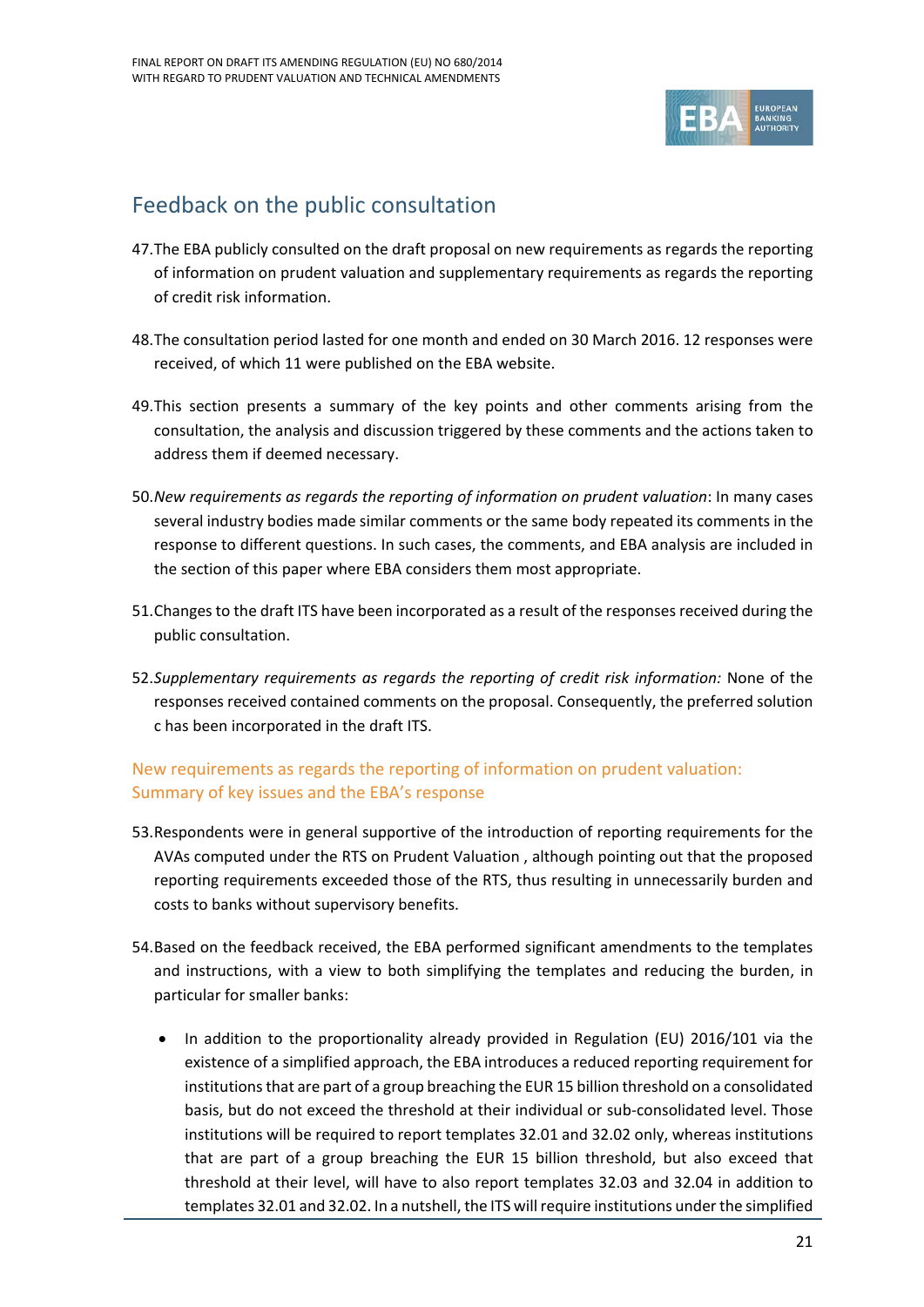## Feedback on the public consultation

47.The EBA publicly consulted on the draft proposal on new requirements as regards the reporting of information on prudent valuation and supplementary requirements as regards the reporting of credit risk information.

48.The consultation period lasted for one month and ended on 30 March 2016. 12 responses were received, of which 11 were published on the EBA website.

49.This section presents a summary of the key points and other comments arising from the consultation, the analysis and discussion triggered by these comments and the actions taken to address them if deemed necessary.

50.*New requirements as regards the reporting of information on prudent valuation*: In many cases several industry bodies made similar comments or the same body repeated its comments in the response to different questions. In such cases, the comments, and EBA analysis are included in the section of this paper where EBA considers them most appropriate.

51.Changes to the draft ITS have been incorporated as a result of the responses received during the public consultation.

52.*Supplementary requirements as regards the reporting of credit risk information:* None of the responses received contained comments on the proposal. Consequently, the preferred solution c has been incorporated in the draft ITS.

### New requirements as regards the reporting of information on prudent valuation: Summary of key issues and the EBA's response

53.Respondents were in general supportive of the introduction of reporting requirements for the AVAs computed under the RTS on Prudent Valuation , although pointing out that the proposed reporting requirements exceeded those of the RTS, thus resulting in unnecessarily burden and costs to banks without supervisory benefits.

54.Based on the feedback received, the EBA performed significant amendments to the templates and instructions, with a view to both simplifying the templates and reducing the burden, in particular for smaller banks:

- In addition to the proportionality already provided in Regulation (EU) 2016/101 via the existence of a simplified approach, the EBA introduces a reduced reporting requirement for institutions that are part of a group breaching the EUR 15 billion threshold on a consolidated basis, but do not exceed the threshold at their individual or sub-consolidated level. Those institutions will be required to report templates 32.01 and 32.02 only, whereas institutions that are part of a group breaching the EUR 15 billion threshold, but also exceed that threshold at their level, will have to also report templates 32.03 and 32.04 in addition to templates 32.01 and 32.02. In a nutshell, the ITS will require institutions under the simplified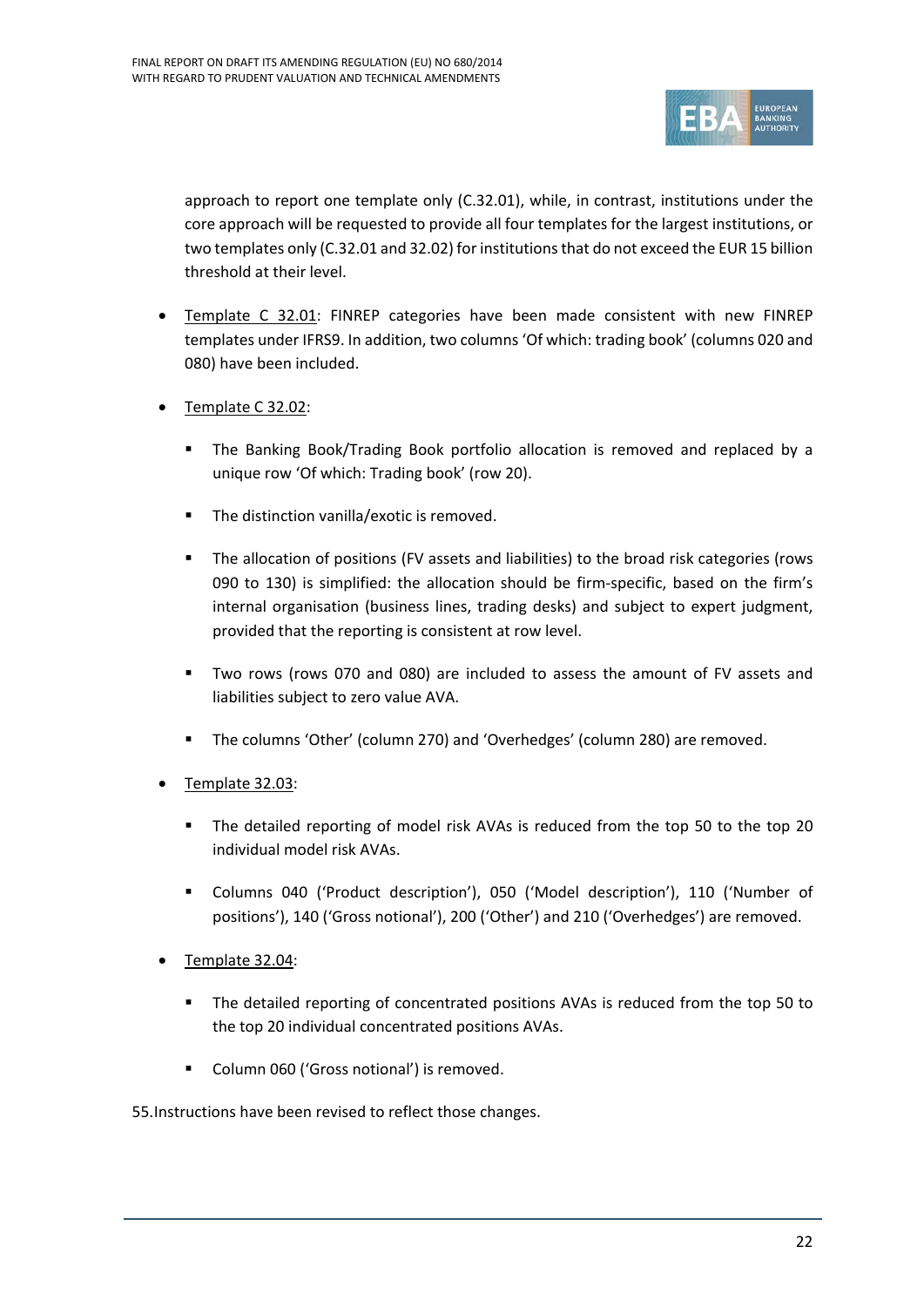approach to report one template only (C.32.01), while, in contrast, institutions under the core approach will be requested to provide all four templates for the largest institutions, or two templates only (C.32.01 and 32.02) for institutions that do not exceed the EUR 15 billion threshold at their level.

- Template C 32.01: FINREP categories have been made consistent with new FINREP templates under IFRS9. In addition, two columns 'Of which: trading book' (columns 020 and 080) have been included.
- Template C 32.02:
  - The Banking Book/Trading Book portfolio allocation is removed and replaced by a unique row 'Of which: Trading book' (row 20).
  - The distinction vanilla/exotic is removed.
  - The allocation of positions (FV assets and liabilities) to the broad risk categories (rows 090 to 130) is simplified: the allocation should be firm-specific, based on the firm's internal organisation (business lines, trading desks) and subject to expert judgment, provided that the reporting is consistent at row level.
  - Two rows (rows 070 and 080) are included to assess the amount of FV assets and liabilities subject to zero value AVA.
  - The columns 'Other' (column 270) and 'Overhedges' (column 280) are removed.
- Template 32.03:
  - The detailed reporting of model risk AVAs is reduced from the top 50 to the top 20 individual model risk AVAs.
  - Columns 040 ('Product description'), 050 ('Model description'), 110 ('Number of positions'), 140 ('Gross notional'), 200 ('Other') and 210 ('Overhedges') are removed.
- Template 32.04:
  - The detailed reporting of concentrated positions AVAs is reduced from the top 50 to the top 20 individual concentrated positions AVAs.
  - Column 060 ('Gross notional') is removed.

55. Instructions have been revised to reflect those changes.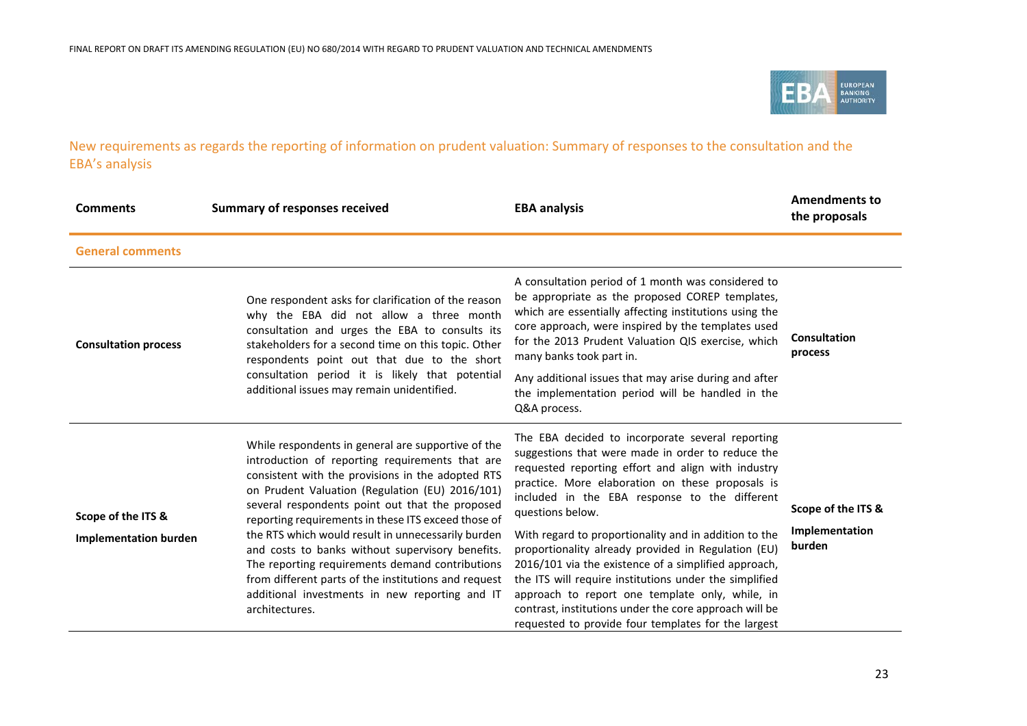## New requirements as regards the reporting of information on prudent valuation: Summary of responses to the consultation and the EBA's analysis

| Comments | Summary of responses received | EBA analysis | Amendments to the proposals |
|---|---|---|---|
| **General comments** | | | |
| **Consultation process** | One respondent asks for clarification of the reason why the EBA did not allow a three month consultation and urges the EBA to consults its stakeholders for a second time on this topic. Other respondents point out that due to the short consultation period it is likely that potential additional issues may remain unidentified. | A consultation period of 1 month was considered to be appropriate as the proposed COREP templates, which are essentially affecting institutions using the core approach, were inspired by the templates used for the 2013 Prudent Valuation QIS exercise, which many banks took part in.<br><br>Any additional issues that may arise during and after the implementation period will be handled in the Q&A process. | **Consultation process** |
| **Scope of the ITS & Implementation burden** | While respondents in general are supportive of the introduction of reporting requirements that are consistent with the provisions in the adopted RTS on Prudent Valuation (Regulation (EU) 2016/101) several respondents point out that the proposed reporting requirements in these ITS exceed those of the RTS which would result in unnecessarily burden and costs to banks without supervisory benefits. The reporting requirements demand contributions from different parts of the institutions and request additional investments in new reporting and IT architectures. | The EBA decided to incorporate several reporting suggestions that were made in order to reduce the requested reporting effort and align with industry practice. More elaboration on these proposals is included in the EBA response to the different questions below.<br><br>With regard to proportionality and in addition to the proportionality already provided in Regulation (EU) 2016/101 via the existence of a simplified approach, the ITS will require institutions under the simplified approach to report one template only, while, in contrast, institutions under the core approach will be requested to provide four templates for the largest | **Scope of the ITS & Implementation burden** |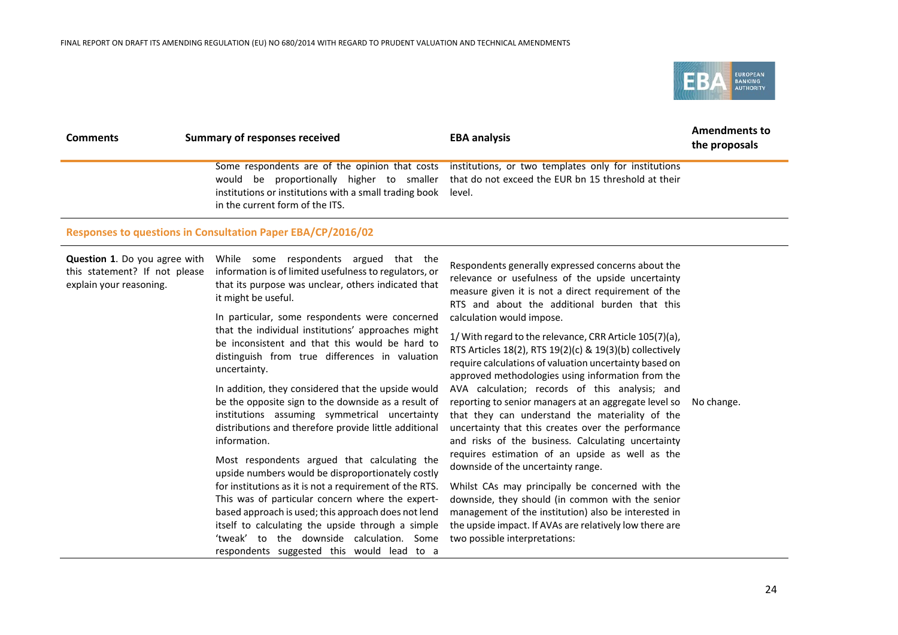| Comments | Summary of responses received | EBA analysis | Amendments to the proposals |
|---|---|---|---|
| | Some respondents are of the opinion that costs would be proportionally higher to smaller institutions or institutions with a small trading book in the current form of the ITS. | institutions, or two templates only for institutions that do not exceed the EUR bn 15 threshold at their level. | |

**Responses to questions in Consultation Paper EBA/CP/2016/02**

| Comments | Summary of responses received | EBA analysis | Amendments to the proposals |
|---|---|---|---|
| **Question 1**. Do you agree with this statement? If not please explain your reasoning. | While some respondents argued that the information is of limited usefulness to regulators, or that its purpose was unclear, others indicated that it might be useful.<br><br>In particular, some respondents were concerned that the individual institutions' approaches might be inconsistent and that this would be hard to distinguish from true differences in valuation uncertainty.<br><br>In addition, they considered that the upside would be the opposite sign to the downside as a result of institutions assuming symmetrical uncertainty distributions and therefore provide little additional information.<br><br>Most respondents argued that calculating the upside numbers would be disproportionately costly for institutions as it is not a requirement of the RTS. This was of particular concern where the expert-based approach is used; this approach does not lend itself to calculating the upside through a simple 'tweak' to the downside calculation. Some respondents suggested this would lead to a | Respondents generally expressed concerns about the relevance or usefulness of the upside uncertainty measure given it is not a direct requirement of the RTS and about the additional burden that this calculation would impose.<br><br>1/ With regard to the relevance, CRR Article 105(7)(a), RTS Articles 18(2), RTS 19(2)(c) & 19(3)(b) collectively require calculations of valuation uncertainty based on approved methodologies using information from the AVA calculation; records of this analysis; and reporting to senior managers at an aggregate level so that they can understand the materiality of the uncertainty that this creates over the performance and risks of the business. Calculating uncertainty requires estimation of an upside as well as the downside of the uncertainty range.<br><br>Whilst CAs may principally be concerned with the downside, they should (in common with the senior management of the institution) also be interested in the upside impact. If AVAs are relatively low there are two possible interpretations: | No change. |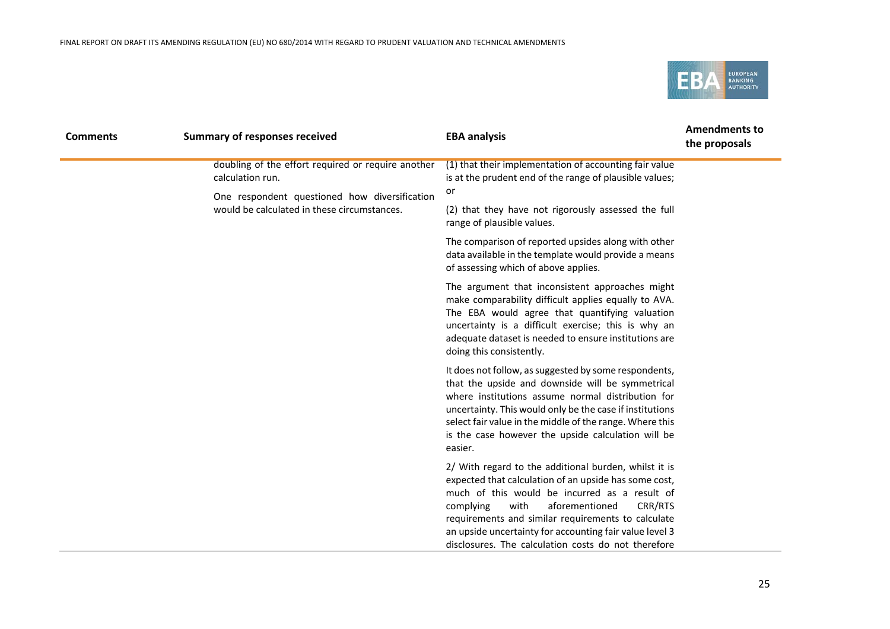| Comments | Summary of responses received | EBA analysis | Amendments to the proposals |
|---|---|---|---|
| | doubling of the effort required or require another calculation run.<br><br>One respondent questioned how diversification would be calculated in these circumstances. | (1) that their implementation of accounting fair value is at the prudent end of the range of plausible values; or<br><br>(2) that they have not rigorously assessed the full range of plausible values.<br><br>The comparison of reported upsides along with other data available in the template would provide a means of assessing which of above applies.<br><br>The argument that inconsistent approaches might make comparability difficult applies equally to AVA. The EBA would agree that quantifying valuation uncertainty is a difficult exercise; this is why an adequate dataset is needed to ensure institutions are doing this consistently.<br><br>It does not follow, as suggested by some respondents, that the upside and downside will be symmetrical where institutions assume normal distribution for uncertainty. This would only be the case if institutions select fair value in the middle of the range. Where this is the case however the upside calculation will be easier.<br><br>2/ With regard to the additional burden, whilst it is expected that calculation of an upside has some cost, much of this would be incurred as a result of complying with aforementioned CRR/RTS requirements and similar requirements to calculate an upside uncertainty for accounting fair value level 3 disclosures. The calculation costs do not therefore | |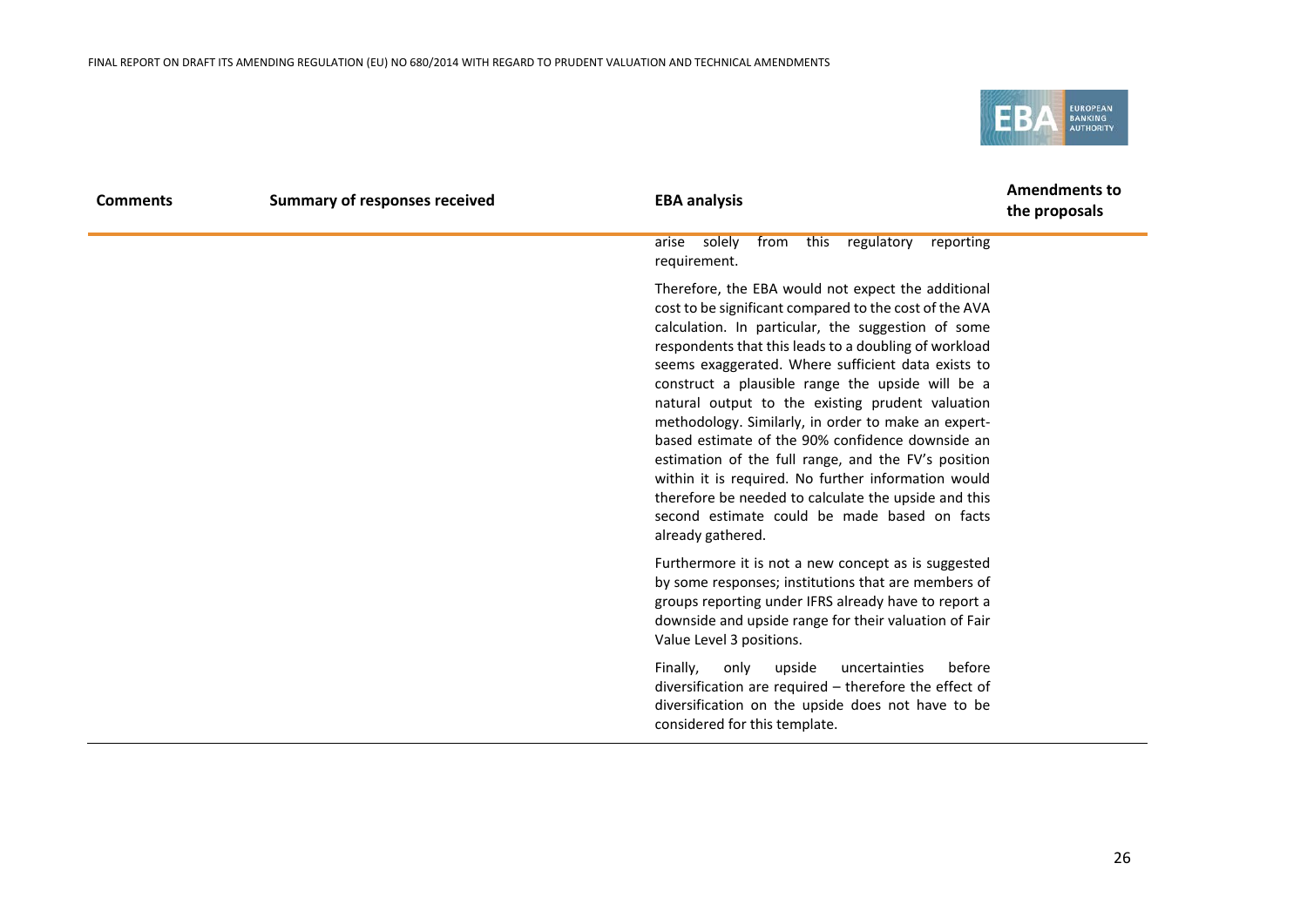| Comments | Summary of responses received | EBA analysis | Amendments to the proposals |
|---|---|---|---|
| | | arise solely from this regulatory reporting requirement.<br><br>Therefore, the EBA would not expect the additional cost to be significant compared to the cost of the AVA calculation. In particular, the suggestion of some respondents that this leads to a doubling of workload seems exaggerated. Where sufficient data exists to construct a plausible range the upside will be a natural output to the existing prudent valuation methodology. Similarly, in order to make an expert-based estimate of the 90% confidence downside an estimation of the full range, and the FV's position within it is required. No further information would therefore be needed to calculate the upside and this second estimate could be made based on facts already gathered.<br><br>Furthermore it is not a new concept as is suggested by some responses; institutions that are members of groups reporting under IFRS already have to report a downside and upside range for their valuation of Fair Value Level 3 positions.<br><br>Finally, only upside uncertainties before diversification are required – therefore the effect of diversification on the upside does not have to be considered for this template. | |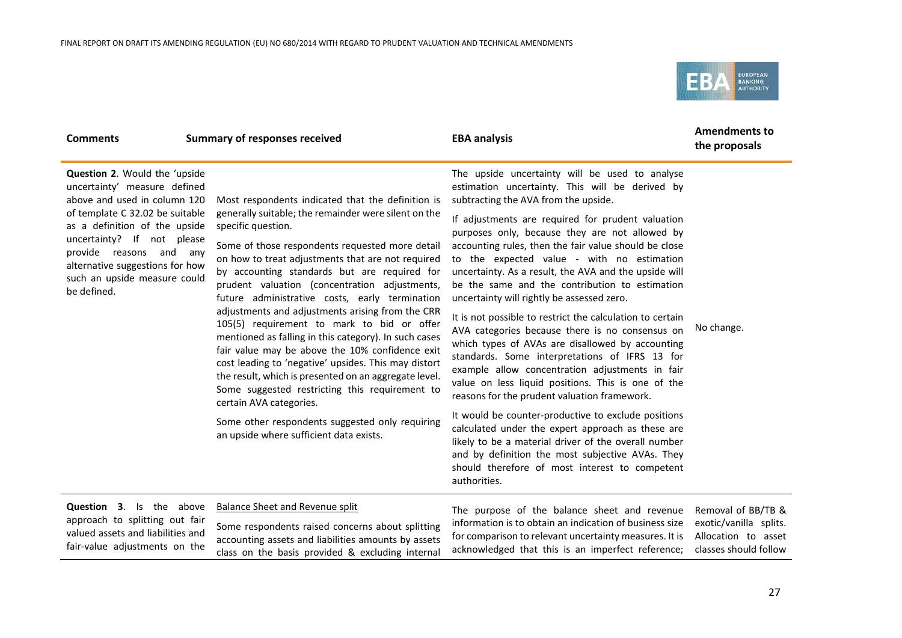| Comments | Summary of responses received | EBA analysis | Amendments to the proposals |
|---|---|---|---|
| **Question 2**. Would the 'upside uncertainty' measure defined above and used in column 120 of template C 32.02 be suitable as a definition of the upside uncertainty? If not please provide reasons and any alternative suggestions for how such an upside measure could be defined. | Most respondents indicated that the definition is generally suitable; the remainder were silent on the specific question.<br><br>Some of those respondents requested more detail on how to treat adjustments that are not required by accounting standards but are required for prudent valuation (concentration adjustments, future administrative costs, early termination adjustments and adjustments arising from the CRR 105(5) requirement to mark to bid or offer mentioned as falling in this category). In such cases fair value may be above the 10% confidence exit cost leading to 'negative' upsides. This may distort the result, which is presented on an aggregate level. Some suggested restricting this requirement to certain AVA categories.<br><br>Some other respondents suggested only requiring an upside where sufficient data exists. | The upside uncertainty will be used to analyse estimation uncertainty. This will be derived by subtracting the AVA from the upside.<br><br>If adjustments are required for prudent valuation purposes only, because they are not allowed by accounting rules, then the fair value should be close to the expected value - with no estimation uncertainty. As a result, the AVA and the upside will be the same and the contribution to estimation uncertainty will rightly be assessed zero.<br><br>It is not possible to restrict the calculation to certain AVA categories because there is no consensus on which types of AVAs are disallowed by accounting standards. Some interpretations of IFRS 13 for example allow concentration adjustments in fair value on less liquid positions. This is one of the reasons for the prudent valuation framework.<br><br>It would be counter-productive to exclude positions calculated under the expert approach as these are likely to be a material driver of the overall number and by definition the most subjective AVAs. They should therefore of most interest to competent authorities. | No change. |
| **Question 3**. Is the above approach to splitting out fair valued assets and liabilities and fair-value adjustments on the | Balance Sheet and Revenue split<br><br>Some respondents raised concerns about splitting accounting assets and liabilities amounts by assets class on the basis provided & excluding internal | The purpose of the balance sheet and revenue information is to obtain an indication of business size for comparison to relevant uncertainty measures. It is acknowledged that this is an imperfect reference; | Removal of BB/TB & exotic/vanilla splits. Allocation to asset classes should follow |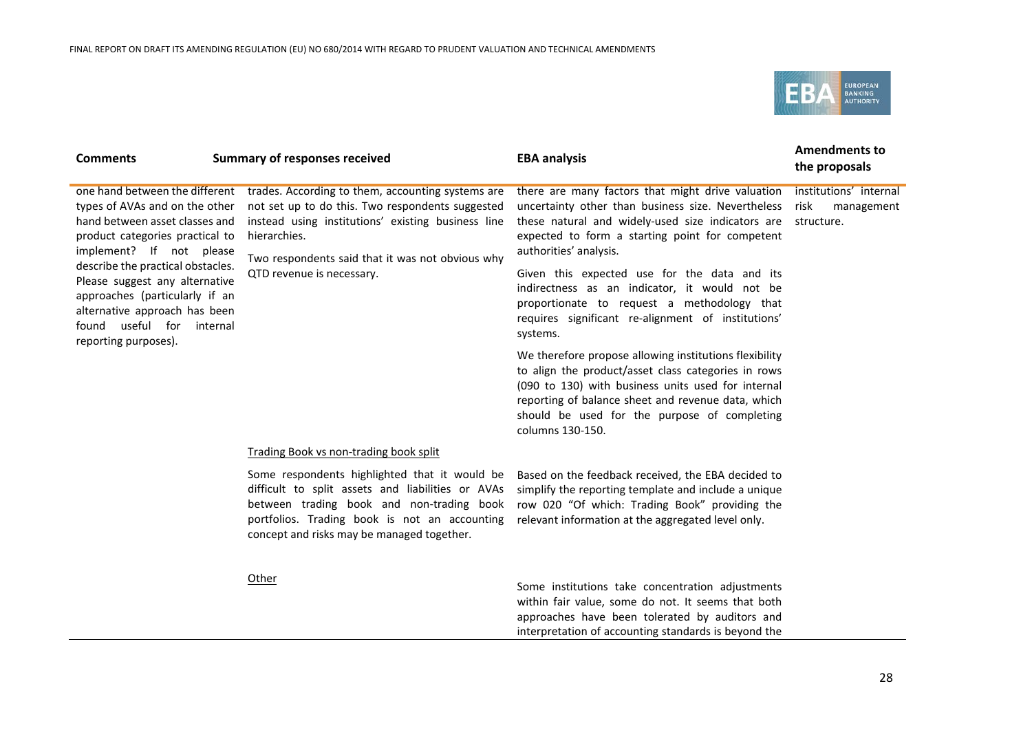| Comments | Summary of responses received | EBA analysis | Amendments to the proposals |
|---|---|---|---|
| one hand between the different types of AVAs and on the other hand between asset classes and product categories practical to implement? If not please describe the practical obstacles. Please suggest any alternative approaches (particularly if an alternative approach has been found useful for internal reporting purposes). | trades. According to them, accounting systems are not set up to do this. Two respondents suggested instead using institutions' existing business line hierarchies.<br><br>Two respondents said that it was not obvious why QTD revenue is necessary. | there are many factors that might drive valuation uncertainty other than business size. Nevertheless these natural and widely-used size indicators are expected to form a starting point for competent authorities' analysis.<br><br>Given this expected use for the data and its indirectness as an indicator, it would not be proportionate to request a methodology that requires significant re-alignment of institutions' systems.<br><br>We therefore propose allowing institutions flexibility to align the product/asset class categories in rows (090 to 130) with business units used for internal reporting of balance sheet and revenue data, which should be used for the purpose of completing columns 130-150. | institutions' internal risk management structure. |
| | Trading Book vs non-trading book split<br><br>Some respondents highlighted that it would be difficult to split assets and liabilities or AVAs between trading book and non-trading book portfolios. Trading book is not an accounting concept and risks may be managed together. | Based on the feedback received, the EBA decided to simplify the reporting template and include a unique row 020 "Of which: Trading Book" providing the relevant information at the aggregated level only. | |
| | Other | Some institutions take concentration adjustments within fair value, some do not. It seems that both approaches have been tolerated by auditors and interpretation of accounting standards is beyond the | |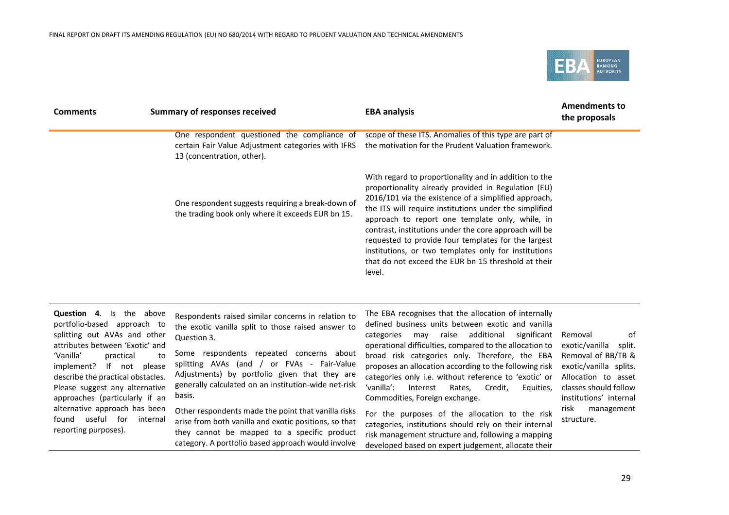| Comments | Summary of responses received | EBA analysis | Amendments to the proposals |
|---|---|---|---|
| | One respondent questioned the compliance of certain Fair Value Adjustment categories with IFRS 13 (concentration, other). | scope of these ITS. Anomalies of this type are part of the motivation for the Prudent Valuation framework. | |
| | One respondent suggests requiring a break-down of the trading book only where it exceeds EUR bn 15. | With regard to proportionality and in addition to the proportionality already provided in Regulation (EU) 2016/101 via the existence of a simplified approach, the ITS will require institutions under the simplified approach to report one template only, while, in contrast, institutions under the core approach will be requested to provide four templates for the largest institutions, or two templates only for institutions that do not exceed the EUR bn 15 threshold at their level. | |
| **Question 4**. Is the above portfolio-based approach to splitting out AVAs and other attributes between 'Exotic' and 'Vanilla' practical to implement? If not please describe the practical obstacles. Please suggest any alternative approaches (particularly if an alternative approach has been found useful for internal reporting purposes). | Respondents raised similar concerns in relation to the exotic vanilla split to those raised answer to Question 3.<br><br>Some respondents repeated concerns about splitting AVAs (and / or FVAs - Fair-Value Adjustments) by portfolio given that they are generally calculated on an institution-wide net-risk basis.<br><br>Other respondents made the point that vanilla risks arise from both vanilla and exotic positions, so that they cannot be mapped to a specific product category. A portfolio based approach would involve | The EBA recognises that the allocation of internally defined business units between exotic and vanilla categories may raise additional significant operational difficulties, compared to the allocation to broad risk categories only. Therefore, the EBA proposes an allocation according to the following risk categories only i.e. without reference to 'exotic' or 'vanilla': Interest Rates, Credit, Equities, Commodities, Foreign exchange.<br><br>For the purposes of the allocation to the risk categories, institutions should rely on their internal risk management structure and, following a mapping developed based on expert judgement, allocate their | Removal of exotic/vanilla split. Removal of BB/TB & exotic/vanilla splits. Allocation to asset classes should follow institutions' internal risk management structure. |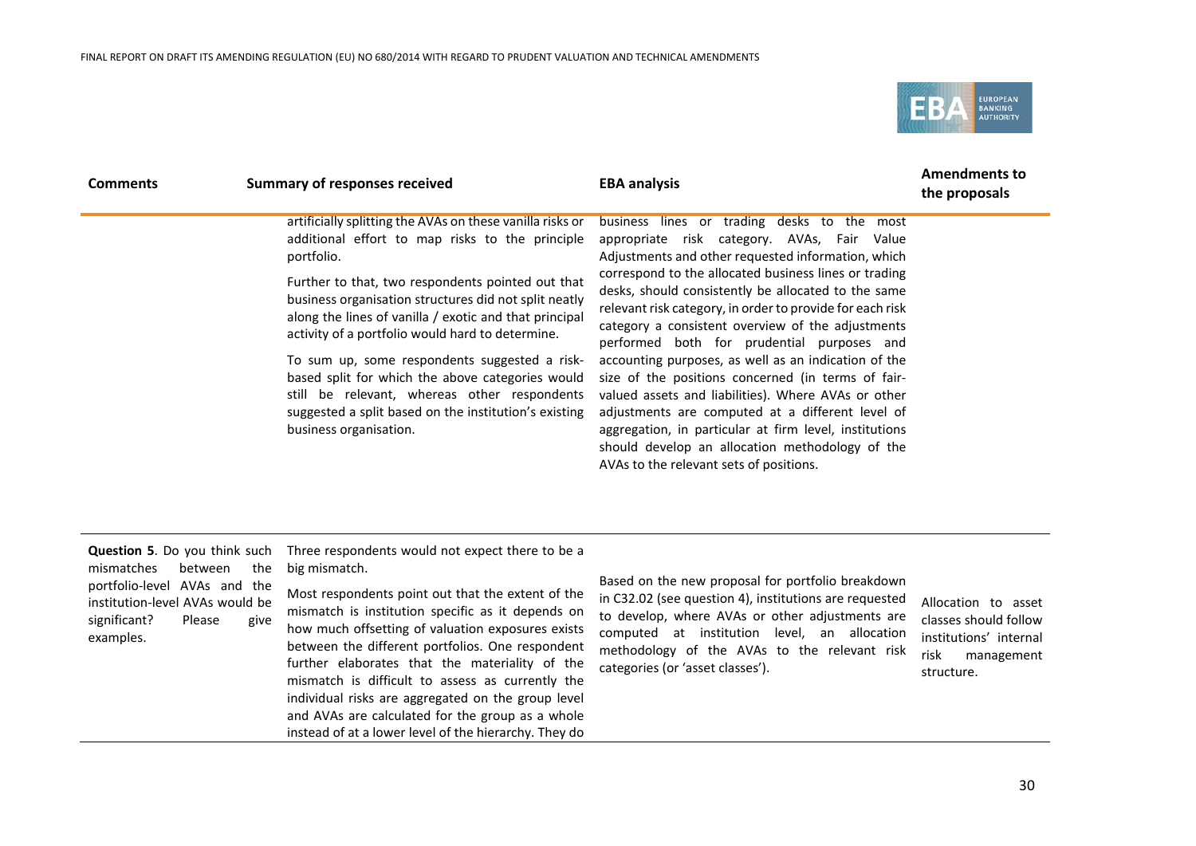| Comments | Summary of responses received | EBA analysis | Amendments to the proposals |
|---|---|---|---|
| | artificially splitting the AVAs on these vanilla risks or additional effort to map risks to the principle portfolio.<br><br>Further to that, two respondents pointed out that business organisation structures did not split neatly along the lines of vanilla / exotic and that principal activity of a portfolio would hard to determine.<br><br>To sum up, some respondents suggested a risk-based split for which the above categories would still be relevant, whereas other respondents suggested a split based on the institution's existing business organisation. | business lines or trading desks to the most appropriate risk category. AVAs, Fair Value Adjustments and other requested information, which correspond to the allocated business lines or trading desks, should consistently be allocated to the same relevant risk category, in order to provide for each risk category a consistent overview of the adjustments performed both for prudential purposes and accounting purposes, as well as an indication of the size of the positions concerned (in terms of fair-valued assets and liabilities). Where AVAs or other adjustments are computed at a different level of aggregation, in particular at firm level, institutions should develop an allocation methodology of the AVAs to the relevant sets of positions. | |
| **Question 5**. Do you think such mismatches between the portfolio-level AVAs and the institution-level AVAs would be significant? Please give examples. | Three respondents would not expect there to be a big mismatch.<br><br>Most respondents point out that the extent of the mismatch is institution specific as it depends on how much offsetting of valuation exposures exists between the different portfolios. One respondent further elaborates that the materiality of the mismatch is difficult to assess as currently the individual risks are aggregated on the group level and AVAs are calculated for the group as a whole instead of at a lower level of the hierarchy. They do | Based on the new proposal for portfolio breakdown in C32.02 (see question 4), institutions are requested to develop, where AVAs or other adjustments are computed at institution level, an allocation methodology of the AVAs to the relevant risk categories (or 'asset classes'). | Allocation to asset classes should follow institutions' internal risk management structure. |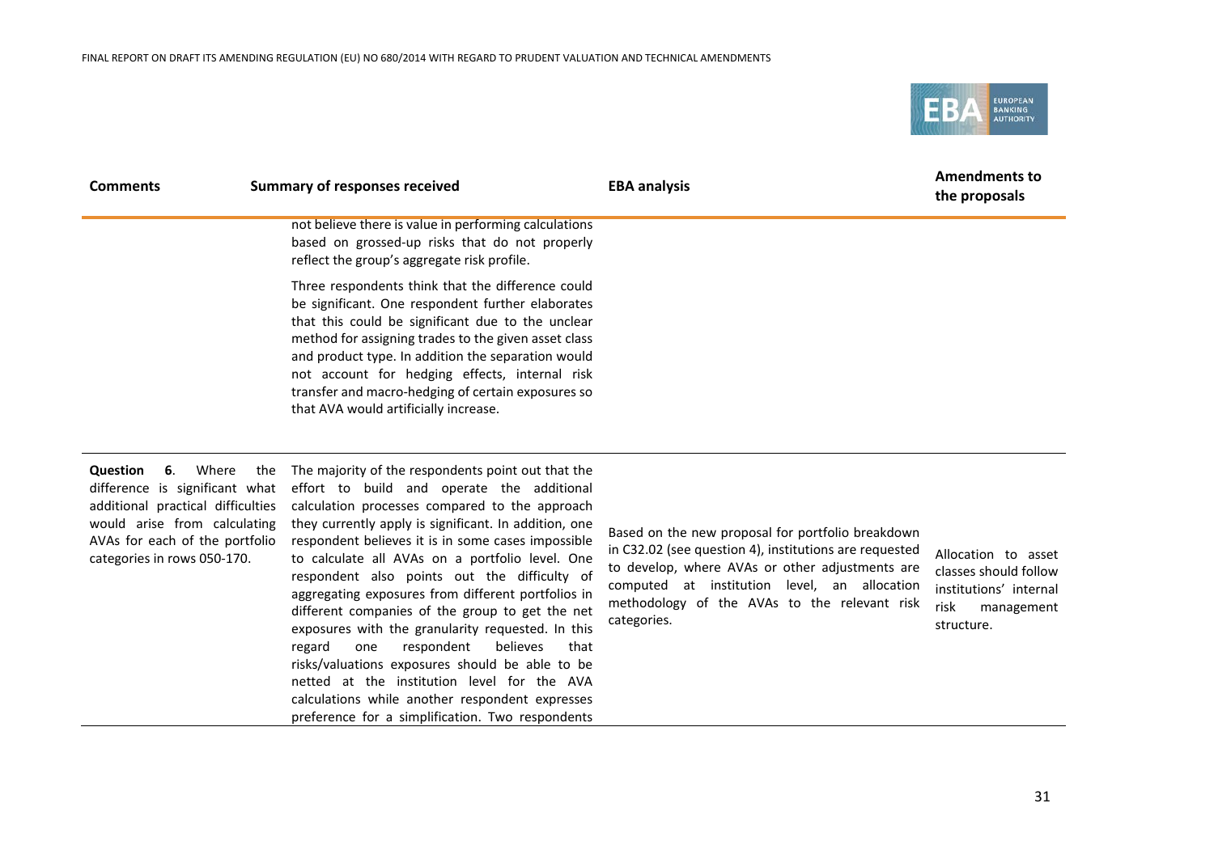| Comments | Summary of responses received | EBA analysis | Amendments to the proposals |
|---|---|---|---|
| | not believe there is value in performing calculations based on grossed-up risks that do not properly reflect the group's aggregate risk profile.<br><br>Three respondents think that the difference could be significant. One respondent further elaborates that this could be significant due to the unclear method for assigning trades to the given asset class and product type. In addition the separation would not account for hedging effects, internal risk transfer and macro-hedging of certain exposures so that AVA would artificially increase. | | |
| **Question 6**. Where the difference is significant what additional practical difficulties would arise from calculating AVAs for each of the portfolio categories in rows 050-170. | The majority of the respondents point out that the effort to build and operate the additional calculation processes compared to the approach they currently apply is significant. In addition, one respondent believes it is in some cases impossible to calculate all AVAs on a portfolio level. One respondent also points out the difficulty of aggregating exposures from different portfolios in different companies of the group to get the net exposures with the granularity requested. In this regard one respondent believes that risks/valuations exposures should be able to be netted at the institution level for the AVA calculations while another respondent expresses preference for a simplification. Two respondents | Based on the new proposal for portfolio breakdown in C32.02 (see question 4), institutions are requested to develop, where AVAs or other adjustments are computed at institution level, an allocation methodology of the AVAs to the relevant risk categories. | Allocation to asset classes should follow institutions' internal risk management structure. |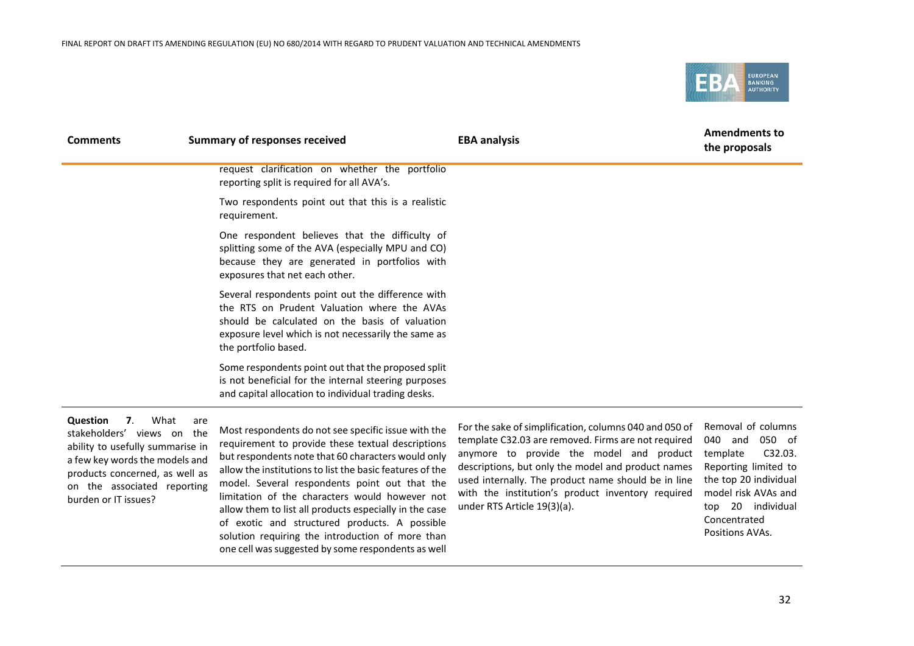| Comments | Summary of responses received | EBA analysis | Amendments to the proposals |
|---|---|---|---|
| | request clarification on whether the portfolio reporting split is required for all AVA's.<br><br>Two respondents point out that this is a realistic requirement.<br><br>One respondent believes that the difficulty of splitting some of the AVA (especially MPU and CO) because they are generated in portfolios with exposures that net each other.<br><br>Several respondents point out the difference with the RTS on Prudent Valuation where the AVAs should be calculated on the basis of valuation exposure level which is not necessarily the same as the portfolio based.<br><br>Some respondents point out that the proposed split is not beneficial for the internal steering purposes and capital allocation to individual trading desks. | | |
| **Question 7**. What are stakeholders' views on the ability to usefully summarise in a few key words the models and products concerned, as well as on the associated reporting burden or IT issues? | Most respondents do not see specific issue with the requirement to provide these textual descriptions but respondents note that 60 characters would only allow the institutions to list the basic features of the model. Several respondents point out that the limitation of the characters would however not allow them to list all products especially in the case of exotic and structured products. A possible solution requiring the introduction of more than one cell was suggested by some respondents as well | For the sake of simplification, columns 040 and 050 of template C32.03 are removed. Firms are not required anymore to provide the model and product descriptions, but only the model and product names used internally. The product name should be in line with the institution's product inventory required under RTS Article 19(3)(a). | Removal of columns 040 and 050 of template C32.03. Reporting limited to the top 20 individual model risk AVAs and top 20 individual Concentrated Positions AVAs. |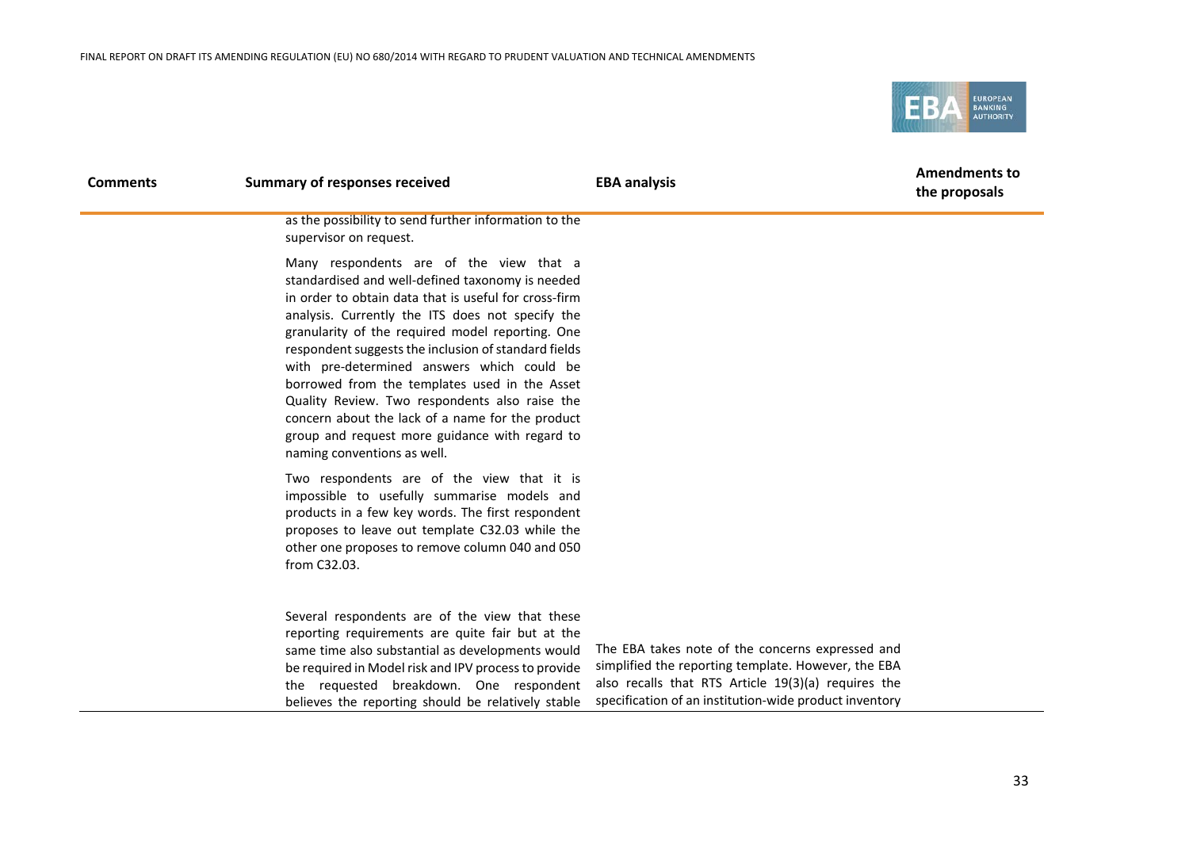| Comments | Summary of responses received | EBA analysis | Amendments to the proposals |
|---|---|---|---|
| | as the possibility to send further information to the supervisor on request.<br><br>Many respondents are of the view that a standardised and well-defined taxonomy is needed in order to obtain data that is useful for cross-firm analysis. Currently the ITS does not specify the granularity of the required model reporting. One respondent suggests the inclusion of standard fields with pre-determined answers which could be borrowed from the templates used in the Asset Quality Review. Two respondents also raise the concern about the lack of a name for the product group and request more guidance with regard to naming conventions as well.<br><br>Two respondents are of the view that it is impossible to usefully summarise models and products in a few key words. The first respondent proposes to leave out template C32.03 while the other one proposes to remove column 040 and 050 from C32.03. | | |
| | Several respondents are of the view that these reporting requirements are quite fair but at the same time also substantial as developments would be required in Model risk and IPV process to provide the requested breakdown. One respondent believes the reporting should be relatively stable | The EBA takes note of the concerns expressed and simplified the reporting template. However, the EBA also recalls that RTS Article 19(3)(a) requires the specification of an institution-wide product inventory | |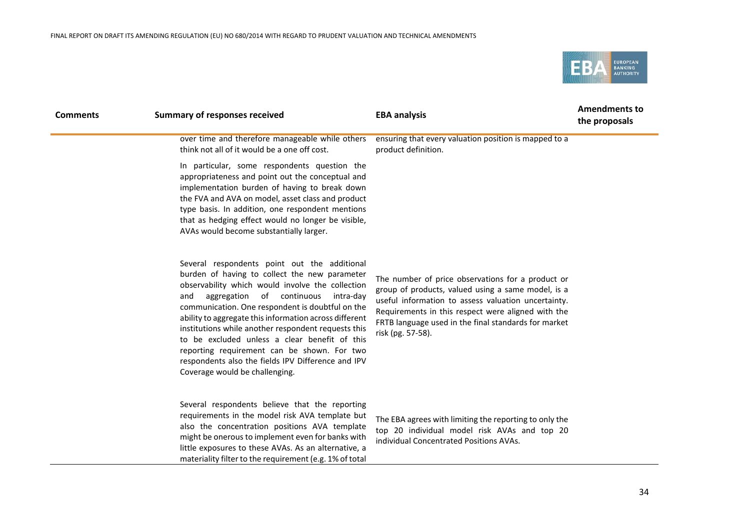| Comments | Summary of responses received | EBA analysis | Amendments to the proposals |
|---|---|---|---|
| | over time and therefore manageable while others think not all of it would be a one off cost.<br><br>In particular, some respondents question the appropriateness and point out the conceptual and implementation burden of having to break down the FVA and AVA on model, asset class and product type basis. In addition, one respondent mentions that as hedging effect would no longer be visible, AVAs would become substantially larger. | ensuring that every valuation position is mapped to a product definition. | |
| | Several respondents point out the additional burden of having to collect the new parameter observability which would involve the collection and aggregation of continuous intra-day communication. One respondent is doubtful on the ability to aggregate this information across different institutions while another respondent requests this to be excluded unless a clear benefit of this reporting requirement can be shown. For two respondents also the fields IPV Difference and IPV Coverage would be challenging. | The number of price observations for a product or group of products, valued using a same model, is a useful information to assess valuation uncertainty. Requirements in this respect were aligned with the FRTB language used in the final standards for market risk (pg. 57-58). | |
| | Several respondents believe that the reporting requirements in the model risk AVA template but also the concentration positions AVA template might be onerous to implement even for banks with little exposures to these AVAs. As an alternative, a materiality filter to the requirement (e.g. 1% of total | The EBA agrees with limiting the reporting to only the top 20 individual model risk AVAs and top 20 individual Concentrated Positions AVAs. | |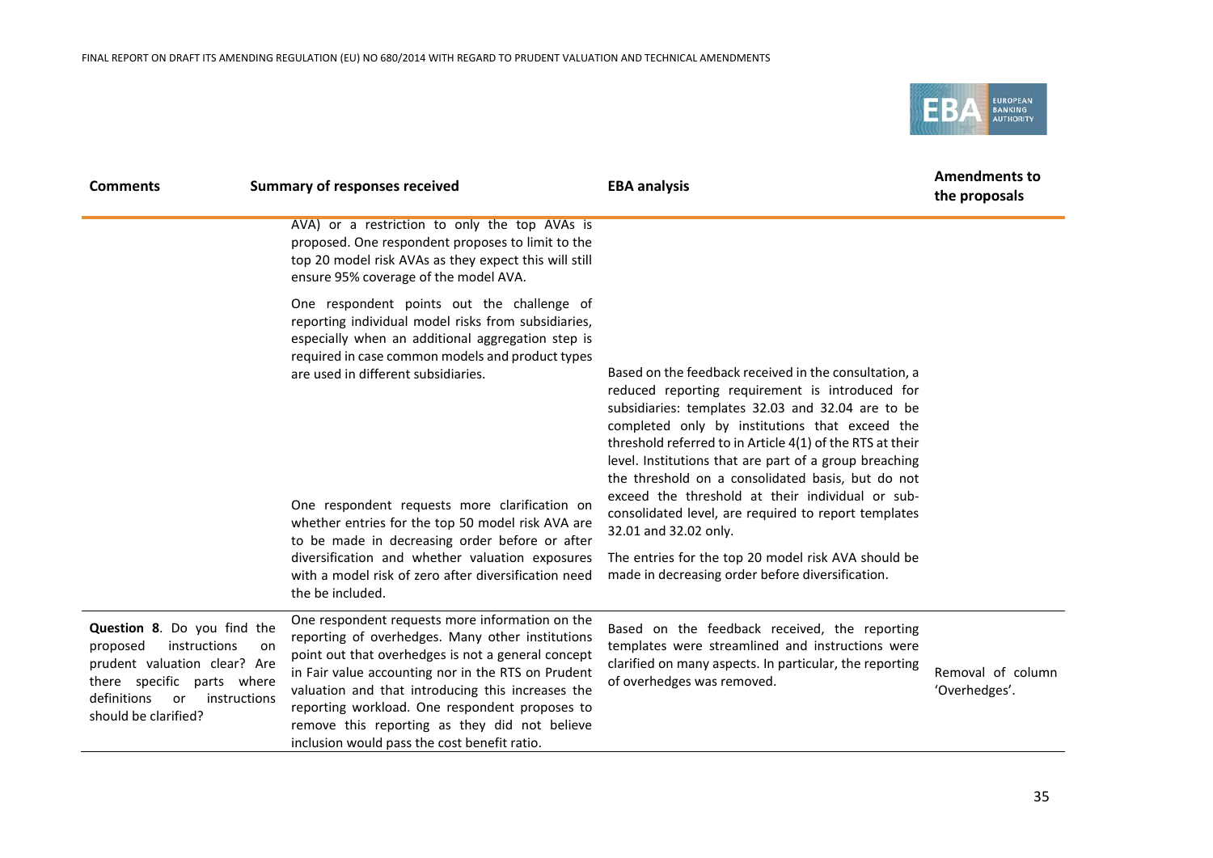| Comments | Summary of responses received | EBA analysis | Amendments to the proposals |
|---|---|---|---|
| | AVA) or a restriction to only the top AVAs is proposed. One respondent proposes to limit to the top 20 model risk AVAs as they expect this will still ensure 95% coverage of the model AVA.<br><br>One respondent points out the challenge of reporting individual model risks from subsidiaries, especially when an additional aggregation step is required in case common models and product types are used in different subsidiaries. | Based on the feedback received in the consultation, a reduced reporting requirement is introduced for subsidiaries: templates 32.03 and 32.04 are to be completed only by institutions that exceed the threshold referred to in Article 4(1) of the RTS at their level. Institutions that are part of a group breaching the threshold on a consolidated basis, but do not exceed the threshold at their individual or sub-consolidated level, are required to report templates 32.01 and 32.02 only. | |
| | One respondent requests more clarification on whether entries for the top 50 model risk AVA are to be made in decreasing order before or after diversification and whether valuation exposures with a model risk of zero after diversification need the be included. | The entries for the top 20 model risk AVA should be made in decreasing order before diversification. | |
| **Question 8**. Do you find the proposed instructions on prudent valuation clear? Are there specific parts where definitions or instructions should be clarified? | One respondent requests more information on the reporting of overhedges. Many other institutions point out that overhedges is not a general concept in Fair value accounting nor in the RTS on Prudent valuation and that introducing this increases the reporting workload. One respondent proposes to remove this reporting as they did not believe inclusion would pass the cost benefit ratio. | Based on the feedback received, the reporting templates were streamlined and instructions were clarified on many aspects. In particular, the reporting of overhedges was removed. | Removal of column 'Overhedges'. |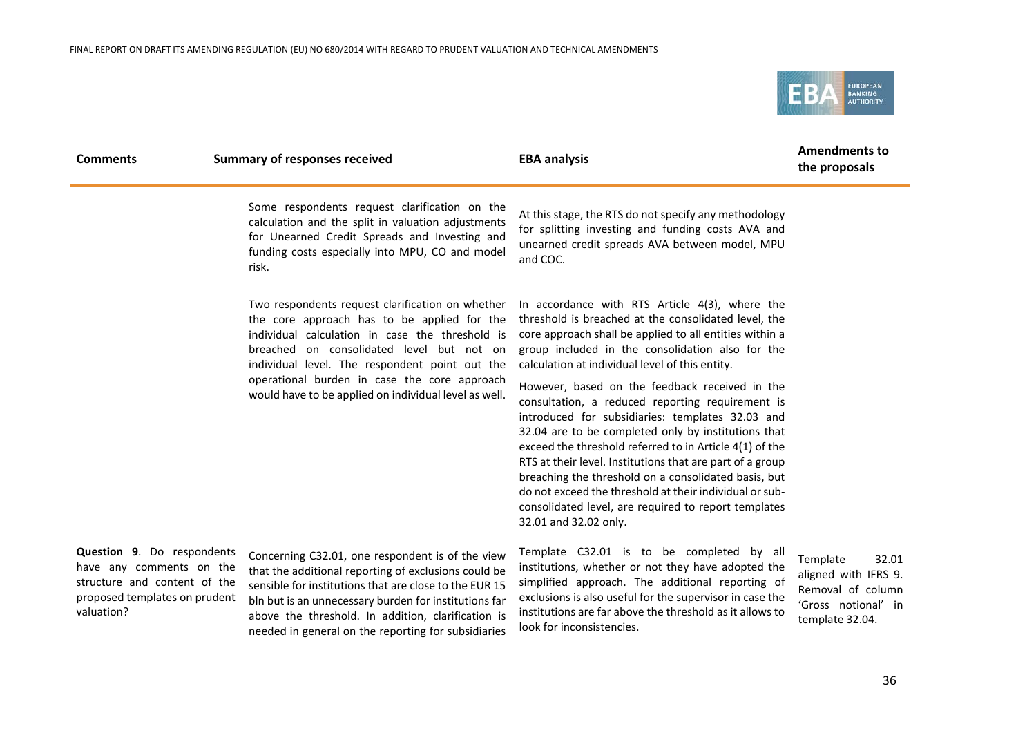| Comments | Summary of responses received | EBA analysis | Amendments to the proposals |
|---|---|---|---|
| | Some respondents request clarification on the calculation and the split in valuation adjustments for Unearned Credit Spreads and Investing and funding costs especially into MPU, CO and model risk. | At this stage, the RTS do not specify any methodology for splitting investing and funding costs AVA and unearned credit spreads AVA between model, MPU and COC. | |
| | Two respondents request clarification on whether the core approach has to be applied for the individual calculation in case the threshold is breached on consolidated level but not on individual level. The respondent point out the operational burden in case the core approach would have to be applied on individual level as well. | In accordance with RTS Article 4(3), where the threshold is breached at the consolidated level, the core approach shall be applied to all entities within a group included in the consolidation also for the calculation at individual level of this entity.<br><br>However, based on the feedback received in the consultation, a reduced reporting requirement is introduced for subsidiaries: templates 32.03 and 32.04 are to be completed only by institutions that exceed the threshold referred to in Article 4(1) of the RTS at their level. Institutions that are part of a group breaching the threshold on a consolidated basis, but do not exceed the threshold at their individual or sub-consolidated level, are required to report templates 32.01 and 32.02 only. | |
| **Question 9**. Do respondents have any comments on the structure and content of the proposed templates on prudent valuation? | Concerning C32.01, one respondent is of the view that the additional reporting of exclusions could be sensible for institutions that are close to the EUR 15 bln but is an unnecessary burden for institutions far above the threshold. In addition, clarification is needed in general on the reporting for subsidiaries | Template C32.01 is to be completed by all institutions, whether or not they have adopted the simplified approach. The additional reporting of exclusions is also useful for the supervisor in case the institutions are far above the threshold as it allows to look for inconsistencies. | Template 32.01 aligned with IFRS 9. Removal of column 'Gross notional' in template 32.04. |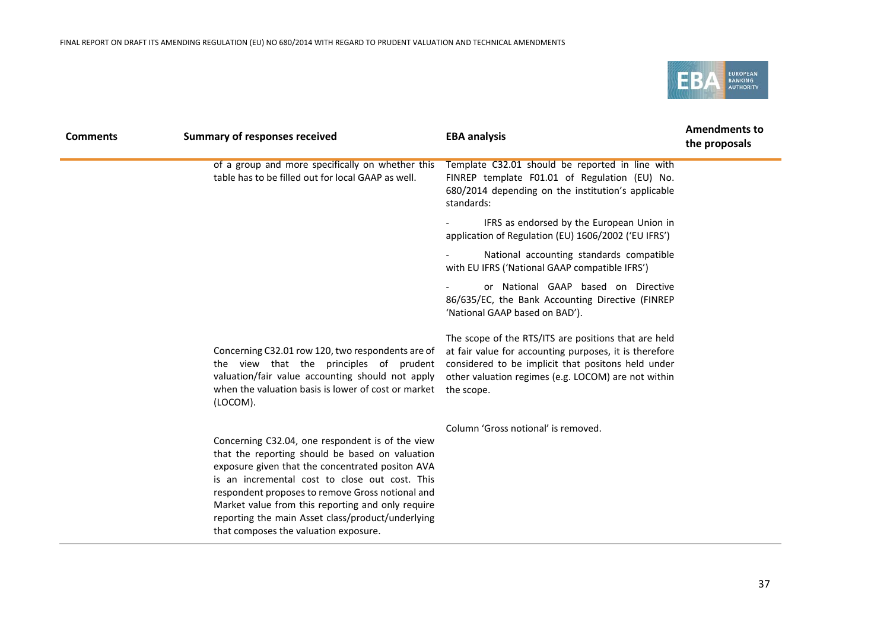| Comments | Summary of responses received | EBA analysis | Amendments to the proposals |
|---|---|---|---|
| | of a group and more specifically on whether this table has to be filled out for local GAAP as well. | Template C32.01 should be reported in line with FINREP template F01.01 of Regulation (EU) No. 680/2014 depending on the institution's applicable standards:<br>- IFRS as endorsed by the European Union in application of Regulation (EU) 1606/2002 ('EU IFRS')<br>- National accounting standards compatible with EU IFRS ('National GAAP compatible IFRS')<br>- or National GAAP based on Directive 86/635/EC, the Bank Accounting Directive (FINREP 'National GAAP based on BAD'). | |
| | Concerning C32.01 row 120, two respondents are of the view that the principles of prudent valuation/fair value accounting should not apply when the valuation basis is lower of cost or market (LOCOM). | The scope of the RTS/ITS are positions that are held at fair value for accounting purposes, it is therefore considered to be implicit that positons held under other valuation regimes (e.g. LOCOM) are not within the scope. | |
| | Concerning C32.04, one respondent is of the view that the reporting should be based on valuation exposure given that the concentrated positon AVA is an incremental cost to close out cost. This respondent proposes to remove Gross notional and Market value from this reporting and only require reporting the main Asset class/product/underlying that composes the valuation exposure. | Column 'Gross notional' is removed. | |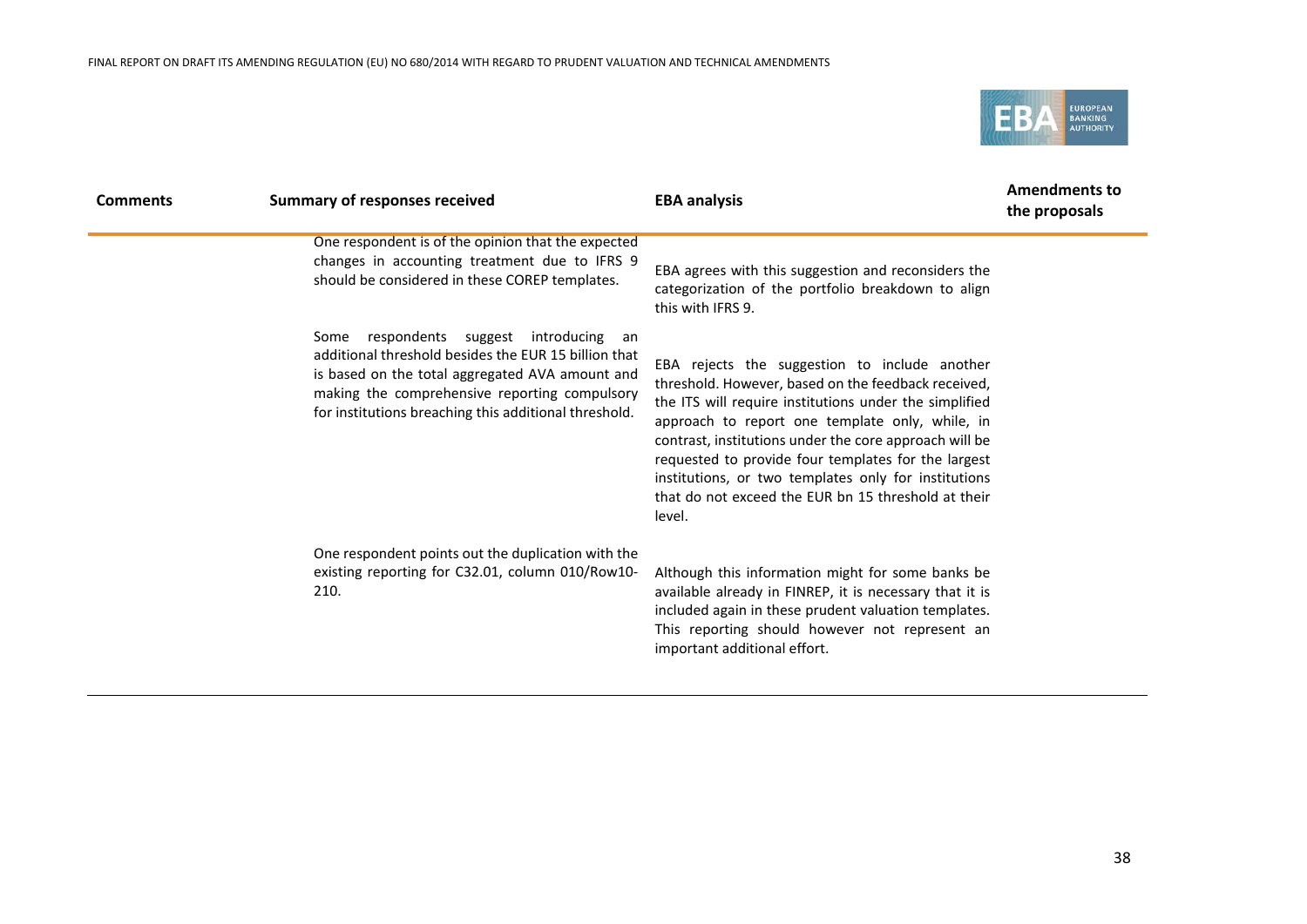| Comments | Summary of responses received | EBA analysis | Amendments to the proposals |
|---|---|---|---|
| | One respondent is of the opinion that the expected changes in accounting treatment due to IFRS 9 should be considered in these COREP templates. | EBA agrees with this suggestion and reconsiders the categorization of the portfolio breakdown to align this with IFRS 9. | |
| | Some respondents suggest introducing an additional threshold besides the EUR 15 billion that is based on the total aggregated AVA amount and making the comprehensive reporting compulsory for institutions breaching this additional threshold. | EBA rejects the suggestion to include another threshold. However, based on the feedback received, the ITS will require institutions under the simplified approach to report one template only, while, in contrast, institutions under the core approach will be requested to provide four templates for the largest institutions, or two templates only for institutions that do not exceed the EUR bn 15 threshold at their level. | |
| | One respondent points out the duplication with the existing reporting for C32.01, column 010/Row10-210. | Although this information might for some banks be available already in FINREP, it is necessary that it is included again in these prudent valuation templates. This reporting should however not represent an important additional effort. | |